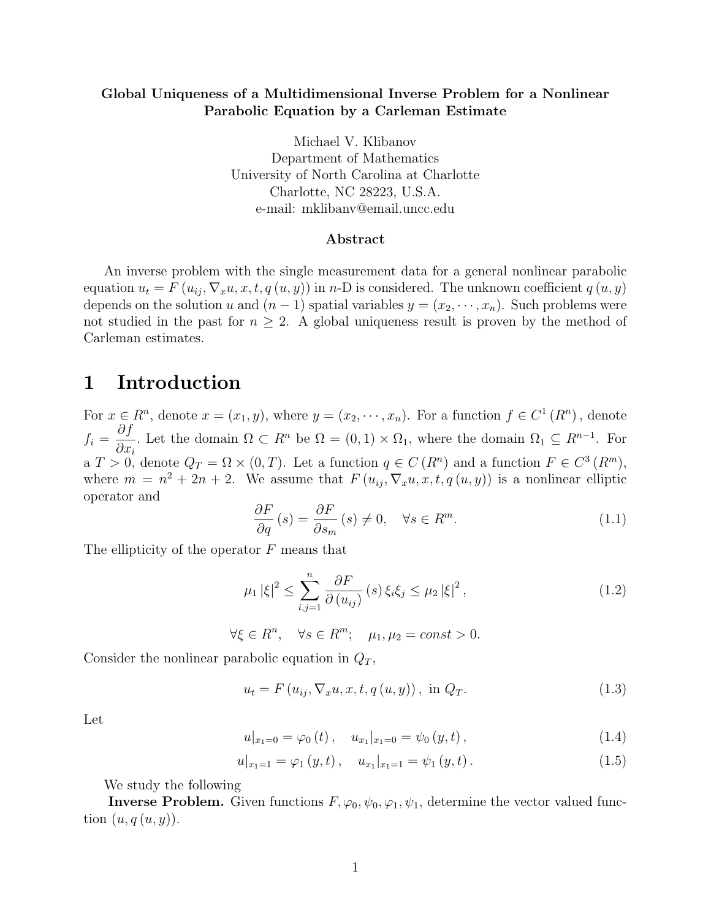**Global Uniqueness of a Multidimensional Inverse Problem for a Nonlinear Parabolic Equation by a Carleman Estimate**

Michael V. Klibanov
Department of Mathematics
University of North Carolina at Charlotte
Charlotte, NC 28223, U.S.A.
e-mail: mklibanv@email.uncc.edu

**Abstract**

An inverse problem with the single measurement data for a general nonlinear parabolic equation $u_t = F(u_{ij}, \nabla_x u, x, t, q(u,y))$ in $n$-D is considered. The unknown coefficient $q(u,y)$ depends on the solution $u$ and $(n-1)$ spatial variables $y = (x_2, \cdots, x_n)$. Such problems were not studied in the past for $n \geq 2$. A global uniqueness result is proven by the method of Carleman estimates.

# 1 Introduction

For $x \in R^n$, denote $x = (x_1, y)$, where $y = (x_2, \cdots, x_n)$. For a function $f \in C^1(R^n)$, denote $f_i = \dfrac{\partial f}{\partial x_i}$. Let the domain $\Omega \subset R^n$ be $\Omega = (0,1) \times \Omega_1$, where the domain $\Omega_1 \subseteq R^{n-1}$. For a $T > 0$, denote $Q_T = \Omega \times (0,T)$. Let a function $q \in C(R^n)$ and a function $F \in C^3(R^m)$, where $m = n^2 + 2n + 2$. We assume that $F(u_{ij}, \nabla_x u, x, t, q(u,y))$ is a nonlinear elliptic operator and

$$\frac{\partial F}{\partial q}(s) = \frac{\partial F}{\partial s_m}(s) \neq 0, \quad \forall s \in R^m. \tag{1.1}$$

The ellipticity of the operator $F$ means that

$$\mu_1 |\xi|^2 \leq \sum_{i,j=1}^{n} \frac{\partial F}{\partial (u_{ij})}(s)\, \xi_i \xi_j \leq \mu_2 |\xi|^2, \tag{1.2}$$

$$\forall \xi \in R^n, \quad \forall s \in R^m; \quad \mu_1, \mu_2 = const > 0.$$

Consider the nonlinear parabolic equation in $Q_T$,

$$u_t = F(u_{ij}, \nabla_x u, x, t, q(u,y)), \text{ in } Q_T. \tag{1.3}$$

Let

$$u|_{x_1=0} = \varphi_0(t), \quad u_{x_1}|_{x_1=0} = \psi_0(y,t), \tag{1.4}$$

$$u|_{x_1=1} = \varphi_1(y,t), \quad u_{x_1}|_{x_1=1} = \psi_1(y,t). \tag{1.5}$$

We study the following

**Inverse Problem.** Given functions $F, \varphi_0, \psi_0, \varphi_1, \psi_1$, determine the vector valued function $(u, q(u,y))$.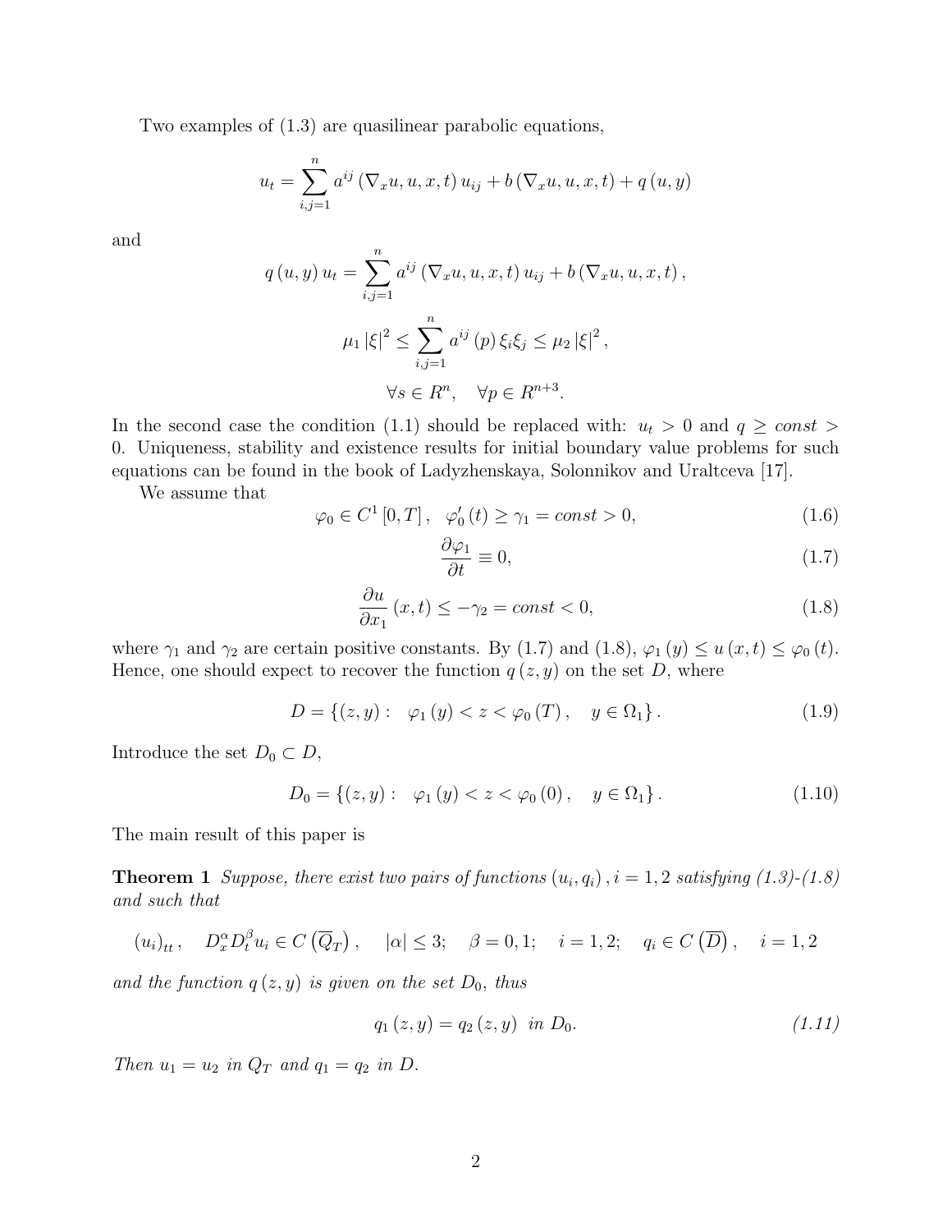Two examples of (1.3) are quasilinear parabolic equations,

$$u_t = \sum_{i,j=1}^{n} a^{ij} \left( \nabla_x u, u, x, t \right) u_{ij} + b \left( \nabla_x u, u, x, t \right) + q \left( u, y \right)$$

and

$$q \left( u, y \right) u_t = \sum_{i,j=1}^{n} a^{ij} \left( \nabla_x u, u, x, t \right) u_{ij} + b \left( \nabla_x u, u, x, t \right),$$

$$\mu_1 \left| \xi \right|^2 \leq \sum_{i,j=1}^{n} a^{ij} \left( p \right) \xi_i \xi_j \leq \mu_2 \left| \xi \right|^2,$$

$$\forall s \in R^n, \quad \forall p \in R^{n+3}.$$

In the second case the condition (1.1) should be replaced with: $u_t > 0$ and $q \geq const > 0$. Uniqueness, stability and existence results for initial boundary value problems for such equations can be found in the book of Ladyzhenskaya, Solonnikov and Uraltceva [17].

We assume that

$$\varphi_0 \in C^1 \left[ 0, T \right], \quad \varphi_0' \left( t \right) \geq \gamma_1 = const > 0, \tag{1.6}$$

$$\frac{\partial \varphi_1}{\partial t} \equiv 0, \tag{1.7}$$

$$\frac{\partial u}{\partial x_1} \left( x, t \right) \leq -\gamma_2 = const < 0, \tag{1.8}$$

where $\gamma_1$ and $\gamma_2$ are certain positive constants. By (1.7) and (1.8), $\varphi_1 \left( y \right) \leq u \left( x, t \right) \leq \varphi_0 \left( t \right)$. Hence, one should expect to recover the function $q \left( z, y \right)$ on the set $D$, where

$$D = \left\{ \left( z, y \right) : \quad \varphi_1 \left( y \right) < z < \varphi_0 \left( T \right), \quad y \in \Omega_1 \right\}. \tag{1.9}$$

Introduce the set $D_0 \subset D$,

$$D_0 = \left\{ \left( z, y \right) : \quad \varphi_1 \left( y \right) < z < \varphi_0 \left( 0 \right), \quad y \in \Omega_1 \right\}. \tag{1.10}$$

The main result of this paper is

**Theorem 1** *Suppose, there exist two pairs of functions* $\left( u_i, q_i \right), i = 1, 2$ *satisfying (1.3)-(1.8) and such that*

$$\left( u_i \right)_{tt}, \quad D_x^{\alpha} D_t^{\beta} u_i \in C \left( \overline{Q}_T \right), \quad \left| \alpha \right| \leq 3; \quad \beta = 0, 1; \quad i = 1, 2; \quad q_i \in C \left( \overline{D} \right), \quad i = 1, 2$$

*and the function* $q \left( z, y \right)$ *is given on the set* $D_0$*, thus*

$$q_1 \left( z, y \right) = q_2 \left( z, y \right) \ \ in \ D_0. \tag{1.11}$$

*Then* $u_1 = u_2$ *in* $Q_T$ *and* $q_1 = q_2$ *in* $D$.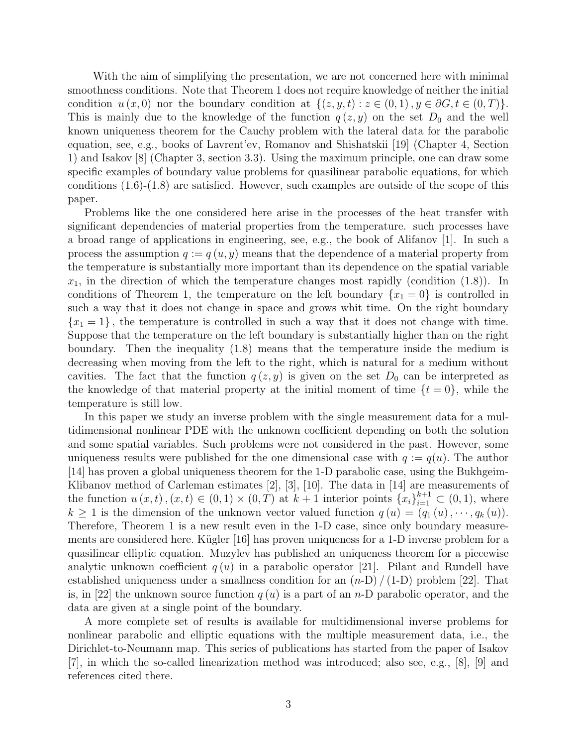With the aim of simplifying the presentation, we are not concerned here with minimal smoothness conditions. Note that Theorem 1 does not require knowledge of neither the initial condition $u(x,0)$ nor the boundary condition at $\{(z,y,t) : z \in (0,1), y \in \partial G, t \in (0,T)\}$. This is mainly due to the knowledge of the function $q(z,y)$ on the set $D_0$ and the well known uniqueness theorem for the Cauchy problem with the lateral data for the parabolic equation, see, e.g., books of Lavrent'ev, Romanov and Shishatskii [19] (Chapter 4, Section 1) and Isakov [8] (Chapter 3, section 3.3). Using the maximum principle, one can draw some specific examples of boundary value problems for quasilinear parabolic equations, for which conditions (1.6)-(1.8) are satisfied. However, such examples are outside of the scope of this paper.

Problems like the one considered here arise in the processes of the heat transfer with significant dependencies of material properties from the temperature. such processes have a broad range of applications in engineering, see, e.g., the book of Alifanov [1]. In such a process the assumption $q := q(u,y)$ means that the dependence of a material property from the temperature is substantially more important than its dependence on the spatial variable $x_1$, in the direction of which the temperature changes most rapidly (condition (1.8)). In conditions of Theorem 1, the temperature on the left boundary $\{x_1 = 0\}$ is controlled in such a way that it does not change in space and grows whit time. On the right boundary $\{x_1 = 1\}$, the temperature is controlled in such a way that it does not change with time. Suppose that the temperature on the left boundary is substantially higher than on the right boundary. Then the inequality (1.8) means that the temperature inside the medium is decreasing when moving from the left to the right, which is natural for a medium without cavities. The fact that the function $q(z,y)$ is given on the set $D_0$ can be interpreted as the knowledge of that material property at the initial moment of time $\{t = 0\}$, while the temperature is still low.

In this paper we study an inverse problem with the single measurement data for a multidimensional nonlinear PDE with the unknown coefficient depending on both the solution and some spatial variables. Such problems were not considered in the past. However, some uniqueness results were published for the one dimensional case with $q := q(u)$. The author [14] has proven a global uniqueness theorem for the 1-D parabolic case, using the Bukhgeim-Klibanov method of Carleman estimates [2], [3], [10]. The data in [14] are measurements of the function $u(x,t), (x,t) \in (0,1) \times (0,T)$ at $k+1$ interior points $\{x_i\}_{i=1}^{k+1} \subset (0,1)$, where $k \geq 1$ is the dimension of the unknown vector valued function $q(u) = (q_1(u), \cdots, q_k(u))$. Therefore, Theorem 1 is a new result even in the 1-D case, since only boundary measurements are considered here. Kügler [16] has proven uniqueness for a 1-D inverse problem for a quasilinear elliptic equation. Muzylev has published an uniqueness theorem for a piecewise analytic unknown coefficient $q(u)$ in a parabolic operator [21]. Pilant and Rundell have established uniqueness under a smallness condition for an $(n\text{-D})/(1\text{-D})$ problem [22]. That is, in [22] the unknown source function $q(u)$ is a part of an $n$-D parabolic operator, and the data are given at a single point of the boundary.

A more complete set of results is available for multidimensional inverse problems for nonlinear parabolic and elliptic equations with the multiple measurement data, i.e., the Dirichlet-to-Neumann map. This series of publications has started from the paper of Isakov [7], in which the so-called linearization method was introduced; also see, e.g., [8], [9] and references cited there.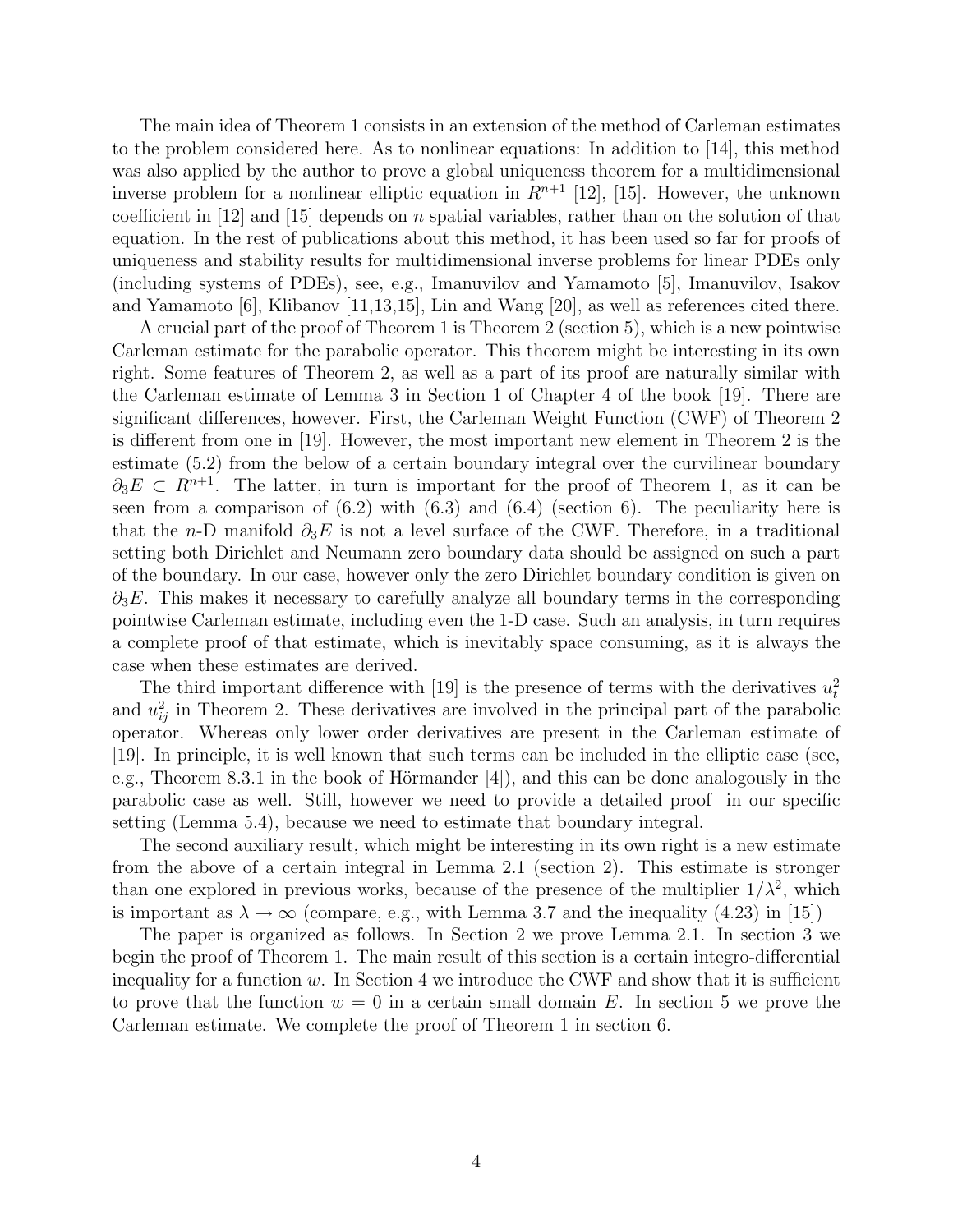The main idea of Theorem 1 consists in an extension of the method of Carleman estimates to the problem considered here. As to nonlinear equations: In addition to [14], this method was also applied by the author to prove a global uniqueness theorem for a multidimensional inverse problem for a nonlinear elliptic equation in $R^{n+1}$ [12], [15]. However, the unknown coefficient in [12] and [15] depends on $n$ spatial variables, rather than on the solution of that equation. In the rest of publications about this method, it has been used so far for proofs of uniqueness and stability results for multidimensional inverse problems for linear PDEs only (including systems of PDEs), see, e.g., Imanuvilov and Yamamoto [5], Imanuvilov, Isakov and Yamamoto [6], Klibanov [11,13,15], Lin and Wang [20], as well as references cited there.

A crucial part of the proof of Theorem 1 is Theorem 2 (section 5), which is a new pointwise Carleman estimate for the parabolic operator. This theorem might be interesting in its own right. Some features of Theorem 2, as well as a part of its proof are naturally similar with the Carleman estimate of Lemma 3 in Section 1 of Chapter 4 of the book [19]. There are significant differences, however. First, the Carleman Weight Function (CWF) of Theorem 2 is different from one in [19]. However, the most important new element in Theorem 2 is the estimate (5.2) from the below of a certain boundary integral over the curvilinear boundary $\partial_3 E \subset R^{n+1}$. The latter, in turn is important for the proof of Theorem 1, as it can be seen from a comparison of (6.2) with (6.3) and (6.4) (section 6). The peculiarity here is that the $n$-D manifold $\partial_3 E$ is not a level surface of the CWF. Therefore, in a traditional setting both Dirichlet and Neumann zero boundary data should be assigned on such a part of the boundary. In our case, however only the zero Dirichlet boundary condition is given on $\partial_3 E$. This makes it necessary to carefully analyze all boundary terms in the corresponding pointwise Carleman estimate, including even the 1-D case. Such an analysis, in turn requires a complete proof of that estimate, which is inevitably space consuming, as it is always the case when these estimates are derived.

The third important difference with [19] is the presence of terms with the derivatives $u_t^2$ and $u_{ij}^2$ in Theorem 2. These derivatives are involved in the principal part of the parabolic operator. Whereas only lower order derivatives are present in the Carleman estimate of [19]. In principle, it is well known that such terms can be included in the elliptic case (see, e.g., Theorem 8.3.1 in the book of Hörmander [4]), and this can be done analogously in the parabolic case as well. Still, however we need to provide a detailed proof in our specific setting (Lemma 5.4), because we need to estimate that boundary integral.

The second auxiliary result, which might be interesting in its own right is a new estimate from the above of a certain integral in Lemma 2.1 (section 2). This estimate is stronger than one explored in previous works, because of the presence of the multiplier $1/\lambda^2$, which is important as $\lambda \to \infty$ (compare, e.g., with Lemma 3.7 and the inequality (4.23) in [15])

The paper is organized as follows. In Section 2 we prove Lemma 2.1. In section 3 we begin the proof of Theorem 1. The main result of this section is a certain integro-differential inequality for a function $w$. In Section 4 we introduce the CWF and show that it is sufficient to prove that the function $w = 0$ in a certain small domain $E$. In section 5 we prove the Carleman estimate. We complete the proof of Theorem 1 in section 6.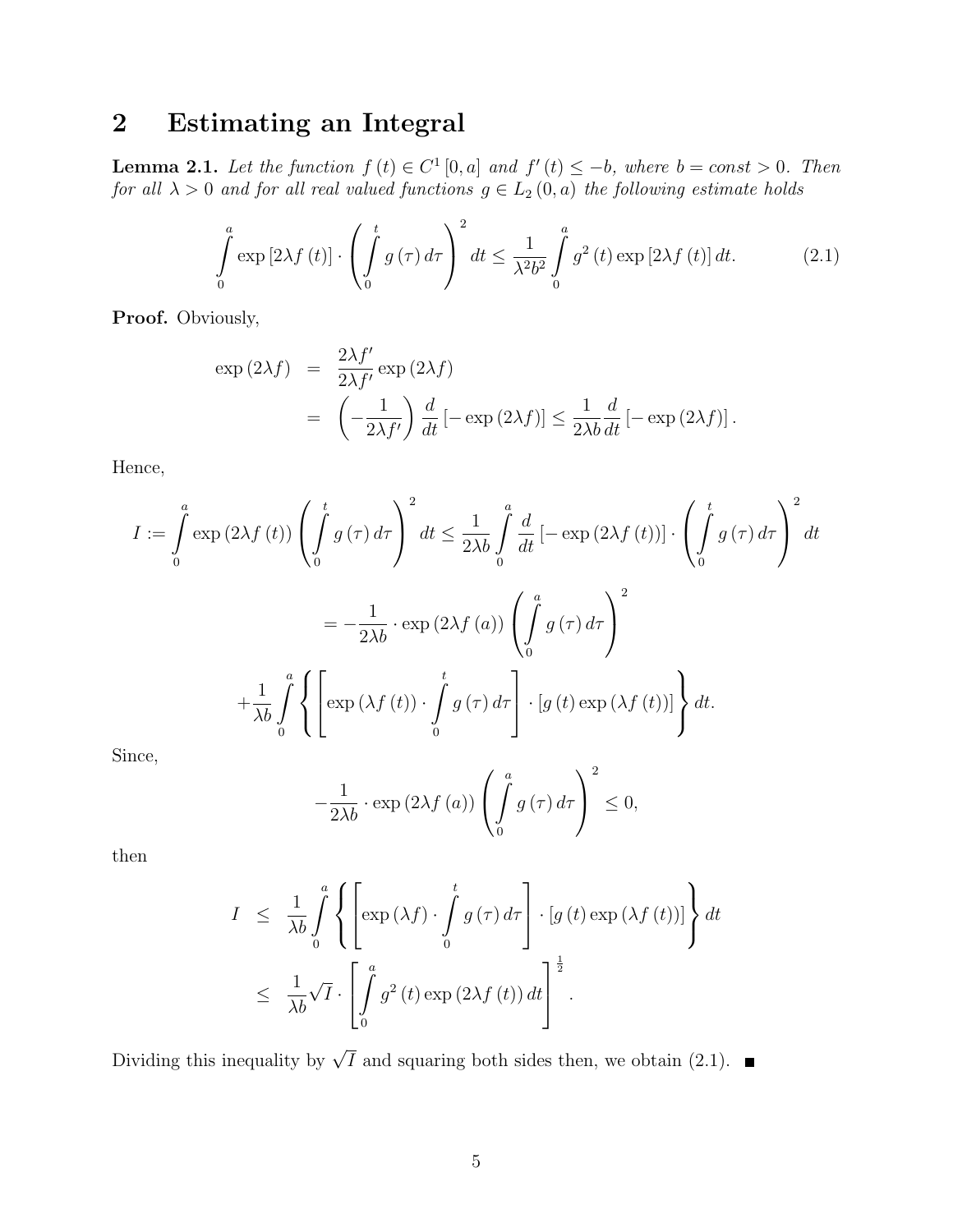## 2 Estimating an Integral

**Lemma 2.1.** *Let the function $f(t) \in C^1[0,a]$ and $f'(t) \leq -b$, where $b = const > 0$. Then for all $\lambda > 0$ and for all real valued functions $g \in L_2(0,a)$ the following estimate holds*

$$\int_0^a \exp[2\lambda f(t)] \cdot \left( \int_0^t g(\tau)\, d\tau \right)^2 dt \leq \frac{1}{\lambda^2 b^2} \int_0^a g^2(t) \exp[2\lambda f(t)]\, dt. \tag{2.1}$$

**Proof.** Obviously,

$$\begin{aligned}
\exp(2\lambda f) &= \frac{2\lambda f'}{2\lambda f'} \exp(2\lambda f) \\
&= \left(-\frac{1}{2\lambda f'}\right) \frac{d}{dt}\left[-\exp(2\lambda f)\right] \leq \frac{1}{2\lambda b} \frac{d}{dt}\left[-\exp(2\lambda f)\right].
\end{aligned}$$

Hence,

$$I := \int_0^a \exp(2\lambda f(t)) \left( \int_0^t g(\tau)\, d\tau \right)^2 dt \leq \frac{1}{2\lambda b} \int_0^a \frac{d}{dt}\left[-\exp(2\lambda f(t))\right] \cdot \left( \int_0^t g(\tau)\, d\tau \right)^2 dt$$

$$= -\frac{1}{2\lambda b} \cdot \exp(2\lambda f(a)) \left( \int_0^a g(\tau)\, d\tau \right)^2$$

$$+ \frac{1}{\lambda b} \int_0^a \left\{ \left[ \exp(\lambda f(t)) \cdot \int_0^t g(\tau)\, d\tau \right] \cdot \left[ g(t) \exp(\lambda f(t)) \right] \right\} dt.$$

Since,

$$-\frac{1}{2\lambda b} \cdot \exp(2\lambda f(a)) \left( \int_0^a g(\tau)\, d\tau \right)^2 \leq 0,$$

then

$$\begin{aligned}
I &\leq \frac{1}{\lambda b} \int_0^a \left\{ \left[ \exp(\lambda f) \cdot \int_0^t g(\tau)\, d\tau \right] \cdot \left[ g(t) \exp(\lambda f(t)) \right] \right\} dt \\
&\leq \frac{1}{\lambda b} \sqrt{I} \cdot \left[ \int_0^a g^2(t) \exp(2\lambda f(t))\, dt \right]^{\frac{1}{2}}.
\end{aligned}$$

Dividing this inequality by $\sqrt{I}$ and squaring both sides then, we obtain (2.1). ∎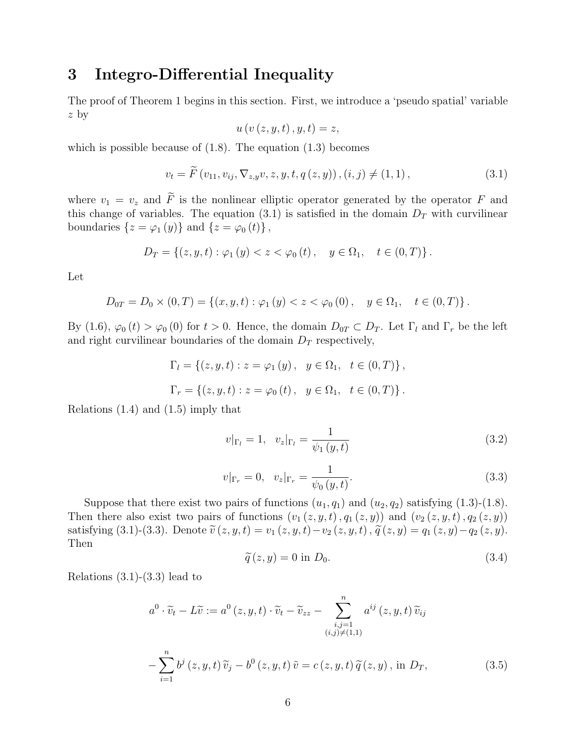# 3 Integro-Differential Inequality

The proof of Theorem 1 begins in this section. First, we introduce a 'pseudo spatial' variable $z$ by

$$u\left(v\left(z,y,t\right),y,t\right)=z,$$

which is possible because of (1.8). The equation (1.3) becomes

$$v_t=\widetilde{F}\left(v_{11},v_{ij},\nabla_{z,y}v,z,y,t,q\left(z,y\right)\right),(i,j)\neq(1,1), \tag{3.1}$$

where $v_1=v_z$ and $\widetilde{F}$ is the nonlinear elliptic operator generated by the operator $F$ and this change of variables. The equation (3.1) is satisfied in the domain $D_T$ with curvilinear boundaries $\{z=\varphi_1(y)\}$ and $\{z=\varphi_0(t)\}$,

$$D_T=\left\{(z,y,t):\varphi_1\left(y\right)<z<\varphi_0\left(t\right),\quad y\in\Omega_1,\quad t\in(0,T)\right\}.$$

Let

$$D_{0T}=D_0\times(0,T)=\left\{(x,y,t):\varphi_1\left(y\right)<z<\varphi_0\left(0\right),\quad y\in\Omega_1,\quad t\in(0,T)\right\}.$$

By (1.6), $\varphi_0(t)>\varphi_0(0)$ for $t>0$. Hence, the domain $D_{0T}\subset D_T$. Let $\Gamma_l$ and $\Gamma_r$ be the left and right curvilinear boundaries of the domain $D_T$ respectively,

$$\Gamma_l=\left\{(z,y,t):z=\varphi_1\left(y\right),\quad y\in\Omega_1,\quad t\in(0,T)\right\},$$

$$\Gamma_r=\left\{(z,y,t):z=\varphi_0\left(t\right),\quad y\in\Omega_1,\quad t\in(0,T)\right\}.$$

Relations (1.4) and (1.5) imply that

$$v|_{\Gamma_l}=1,\quad v_z|_{\Gamma_l}=\frac{1}{\psi_1\left(y,t\right)} \tag{3.2}$$

$$v|_{\Gamma_r}=0,\quad v_z|_{\Gamma_r}=\frac{1}{\psi_0\left(y,t\right)}. \tag{3.3}$$

Suppose that there exist two pairs of functions $(u_1,q_1)$ and $(u_2,q_2)$ satisfying (1.3)-(1.8). Then there also exist two pairs of functions $(v_1(z,y,t),q_1(z,y))$ and $(v_2(z,y,t),q_2(z,y))$ satisfying (3.1)-(3.3). Denote $\widetilde{v}(z,y,t)=v_1(z,y,t)-v_2(z,y,t)$, $\widetilde{q}(z,y)=q_1(z,y)-q_2(z,y)$. Then

$$\widetilde{q}\left(z,y\right)=0\text{ in }D_0. \tag{3.4}$$

Relations (3.1)-(3.3) lead to

$$a^0\cdot\widetilde{v}_t-L\widetilde{v}:=a^0\left(z,y,t\right)\cdot\widetilde{v}_t-\widetilde{v}_{zz}-\sum_{\substack{i,j=1\\(i,j)\neq(1,1)}}^{n}a^{ij}\left(z,y,t\right)\widetilde{v}_{ij}$$

$$-\sum_{i=1}^{n}b^j\left(z,y,t\right)\widetilde{v}_j-b^0\left(z,y,t\right)\tilde{v}=c\left(z,y,t\right)\widetilde{q}\left(z,y\right),\text{ in }D_T, \tag{3.5}$$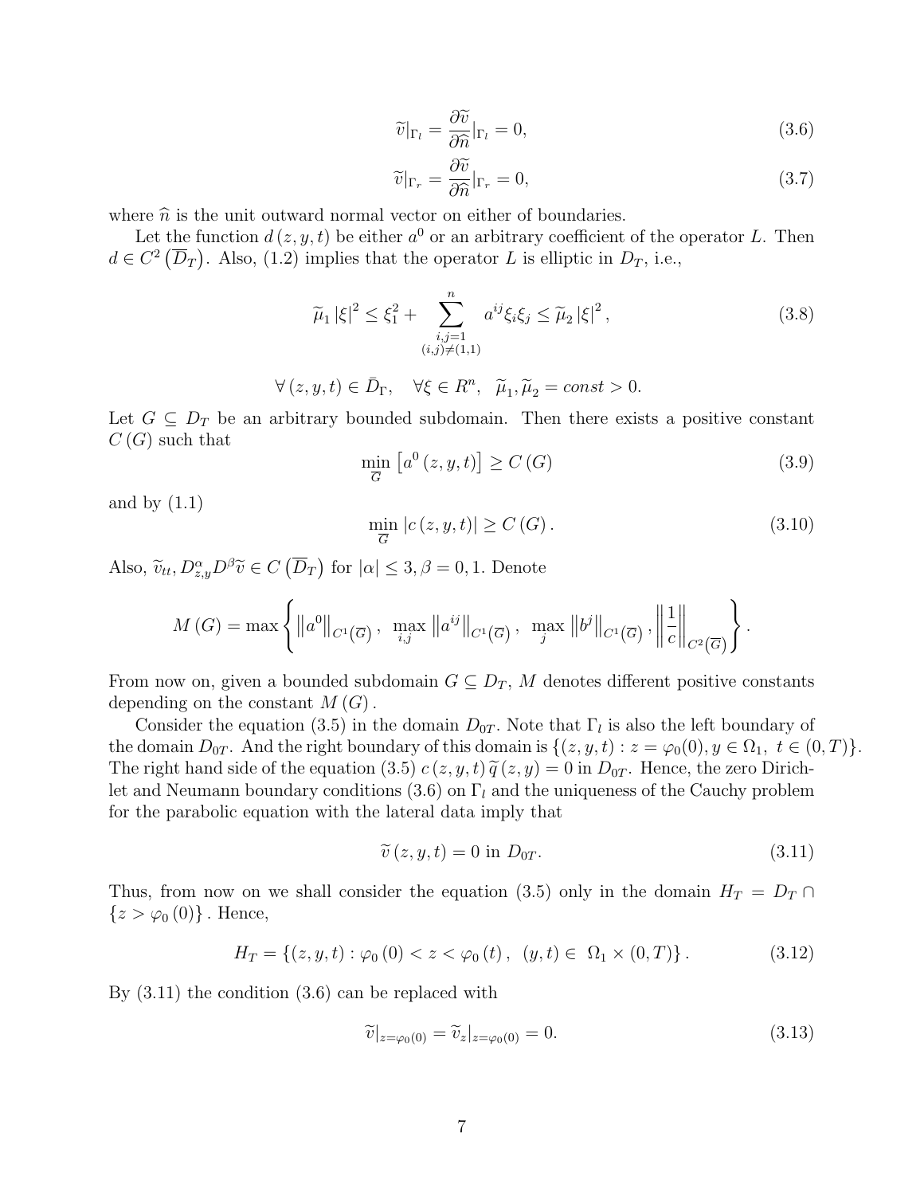$$\widetilde{v}|_{\Gamma_l} = \frac{\partial \widetilde{v}}{\partial \widehat{n}}|_{\Gamma_l} = 0, \tag{3.6}$$

$$\widetilde{v}|_{\Gamma_r} = \frac{\partial \widetilde{v}}{\partial \widehat{n}}|_{\Gamma_r} = 0, \tag{3.7}$$

where $\widehat{n}$ is the unit outward normal vector on either of boundaries.

Let the function $d(z, y, t)$ be either $a^0$ or an arbitrary coefficient of the operator $L$. Then $d \in C^2\left(\overline{D}_T\right)$. Also, (1.2) implies that the operator $L$ is elliptic in $D_T$, i.e.,

$$\widetilde{\mu}_1 |\xi|^2 \leq \xi_1^2 + \sum_{\substack{i,j=1 \\ (i,j)\neq(1,1)}}^{n} a^{ij}\xi_i\xi_j \leq \widetilde{\mu}_2 |\xi|^2, \tag{3.8}$$

$$\forall (z, y, t) \in \bar{D}_\Gamma, \quad \forall \xi \in R^n, \quad \widetilde{\mu}_1, \widetilde{\mu}_2 = const > 0.$$

Let $G \subseteq D_T$ be an arbitrary bounded subdomain. Then there exists a positive constant $C(G)$ such that

$$\min_{\overline{G}} \left[a^0(z, y, t)\right] \geq C(G) \tag{3.9}$$

and by (1.1)

$$\min_{\overline{G}} |c(z, y, t)| \geq C(G). \tag{3.10}$$

Also, $\widetilde{v}_{tt}, D_{z,y}^{\alpha} D^{\beta}\widetilde{v} \in C\left(\overline{D}_T\right)$ for $|\alpha| \leq 3, \beta = 0, 1$. Denote

$$M(G) = \max\left\{\left\|a^0\right\|_{C^1(\overline{G})}, \ \max_{i,j}\left\|a^{ij}\right\|_{C^1(\overline{G})}, \ \max_{j}\left\|b^j\right\|_{C^1(\overline{G})}, \left\|\frac{1}{c}\right\|_{C^2(\overline{G})}\right\}.$$

From now on, given a bounded subdomain $G \subseteq D_T$, $M$ denotes different positive constants depending on the constant $M(G)$.

Consider the equation (3.5) in the domain $D_{0T}$. Note that $\Gamma_l$ is also the left boundary of the domain $D_{0T}$. And the right boundary of this domain is $\{(z, y, t) : z = \varphi_0(0), y \in \Omega_1, \ t \in (0, T)\}$. The right hand side of the equation (3.5) $c(z, y, t)\widetilde{q}(z, y) = 0$ in $D_{0T}$. Hence, the zero Dirichlet and Neumann boundary conditions (3.6) on $\Gamma_l$ and the uniqueness of the Cauchy problem for the parabolic equation with the lateral data imply that

$$\widetilde{v}(z, y, t) = 0 \text{ in } D_{0T}. \tag{3.11}$$

Thus, from now on we shall consider the equation (3.5) only in the domain $H_T = D_T \cap \{z > \varphi_0(0)\}$. Hence,

$$H_T = \{(z, y, t) : \varphi_0(0) < z < \varphi_0(t), \ (y, t) \in \ \Omega_1 \times (0, T)\}. \tag{3.12}$$

By (3.11) the condition (3.6) can be replaced with

$$\widetilde{v}|_{z=\varphi_0(0)} = \widetilde{v}_z|_{z=\varphi_0(0)} = 0. \tag{3.13}$$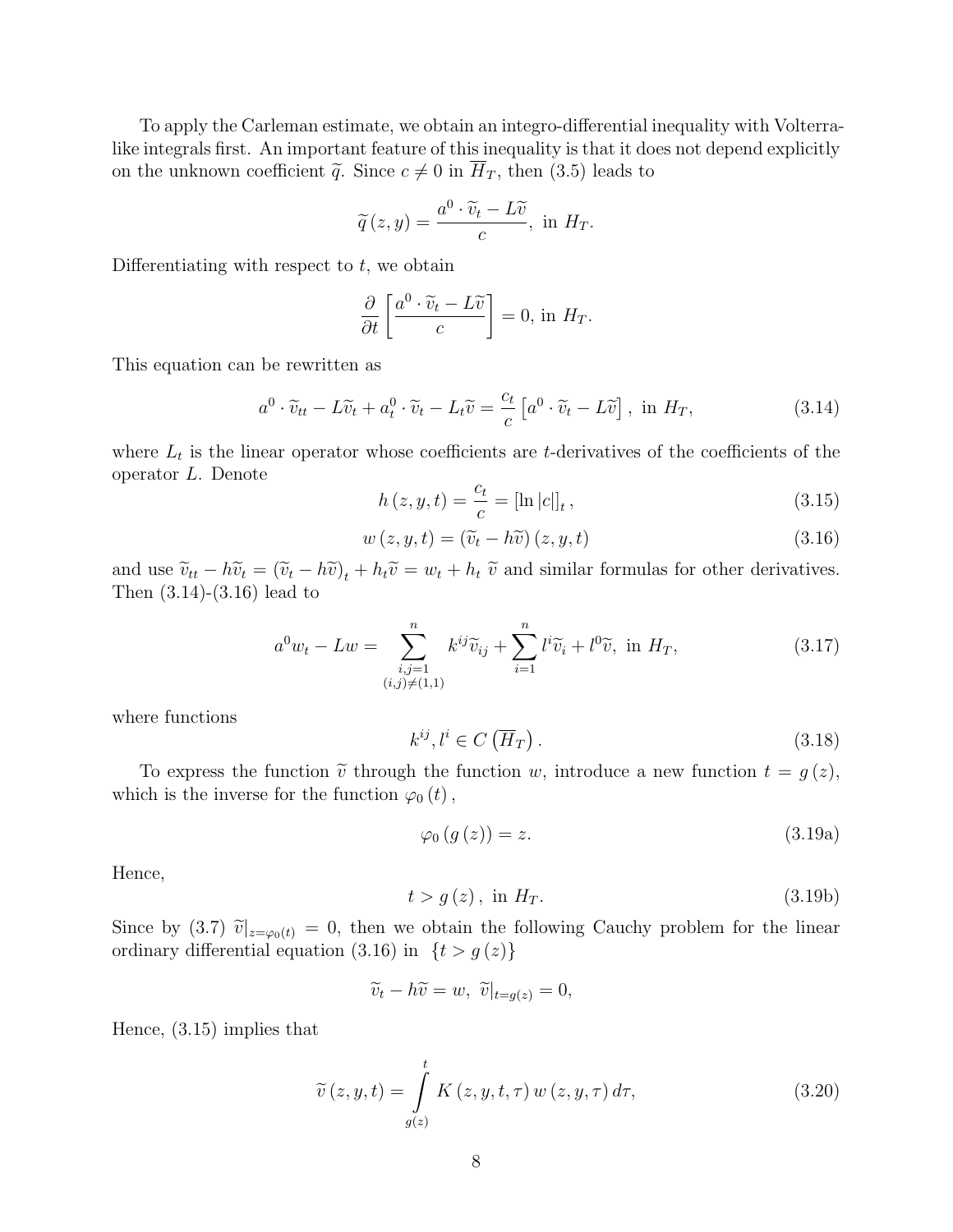To apply the Carleman estimate, we obtain an integro-differential inequality with Volterra-like integrals first. An important feature of this inequality is that it does not depend explicitly on the unknown coefficient $\widetilde{q}$. Since $c \neq 0$ in $\overline{H}_T$, then (3.5) leads to

$$\widetilde{q}(z,y) = \frac{a^0 \cdot \widetilde{v}_t - L\widetilde{v}}{c}, \text{ in } H_T.$$

Differentiating with respect to $t$, we obtain

$$\frac{\partial}{\partial t}\left[\frac{a^0 \cdot \widetilde{v}_t - L\widetilde{v}}{c}\right] = 0, \text{ in } H_T.$$

This equation can be rewritten as

$$a^0 \cdot \widetilde{v}_{tt} - L\widetilde{v}_t + a^0_t \cdot \widetilde{v}_t - L_t\widetilde{v} = \frac{c_t}{c}\left[a^0 \cdot \widetilde{v}_t - L\widetilde{v}\right], \text{ in } H_T, \tag{3.14}$$

where $L_t$ is the linear operator whose coefficients are $t$-derivatives of the coefficients of the operator $L$. Denote

$$h(z,y,t) = \frac{c_t}{c} = [\ln|c|]_t, \tag{3.15}$$

$$w(z,y,t) = (\widetilde{v}_t - h\widetilde{v})(z,y,t) \tag{3.16}$$

and use $\widetilde{v}_{tt} - h\widetilde{v}_t = (\widetilde{v}_t - h\widetilde{v})_t + h_t\widetilde{v} = w_t + h_t\, \widetilde{v}$ and similar formulas for other derivatives. Then (3.14)-(3.16) lead to

$$a^0 w_t - Lw = \sum_{\substack{i,j=1\\(i,j)\neq(1,1)}}^{n} k^{ij}\widetilde{v}_{ij} + \sum_{i=1}^{n} l^i\widetilde{v}_i + l^0\widetilde{v}, \text{ in } H_T, \tag{3.17}$$

where functions

$$k^{ij}, l^i \in C\left(\overline{H}_T\right). \tag{3.18}$$

To express the function $\widetilde{v}$ through the function $w$, introduce a new function $t = g(z)$, which is the inverse for the function $\varphi_0(t)$,

$$\varphi_0(g(z)) = z. \tag{3.19a}$$

Hence,

$$t > g(z), \text{ in } H_T. \tag{3.19b}$$

Since by (3.7) $\widetilde{v}|_{z=\varphi_0(t)} = 0$, then we obtain the following Cauchy problem for the linear ordinary differential equation (3.16) in $\{t > g(z)\}$

$$\widetilde{v}_t - h\widetilde{v} = w, \ \widetilde{v}|_{t=g(z)} = 0,$$

Hence, (3.15) implies that

$$\widetilde{v}(z,y,t) = \int_{g(z)}^{t} K(z,y,t,\tau)\, w(z,y,\tau)\, d\tau, \tag{3.20}$$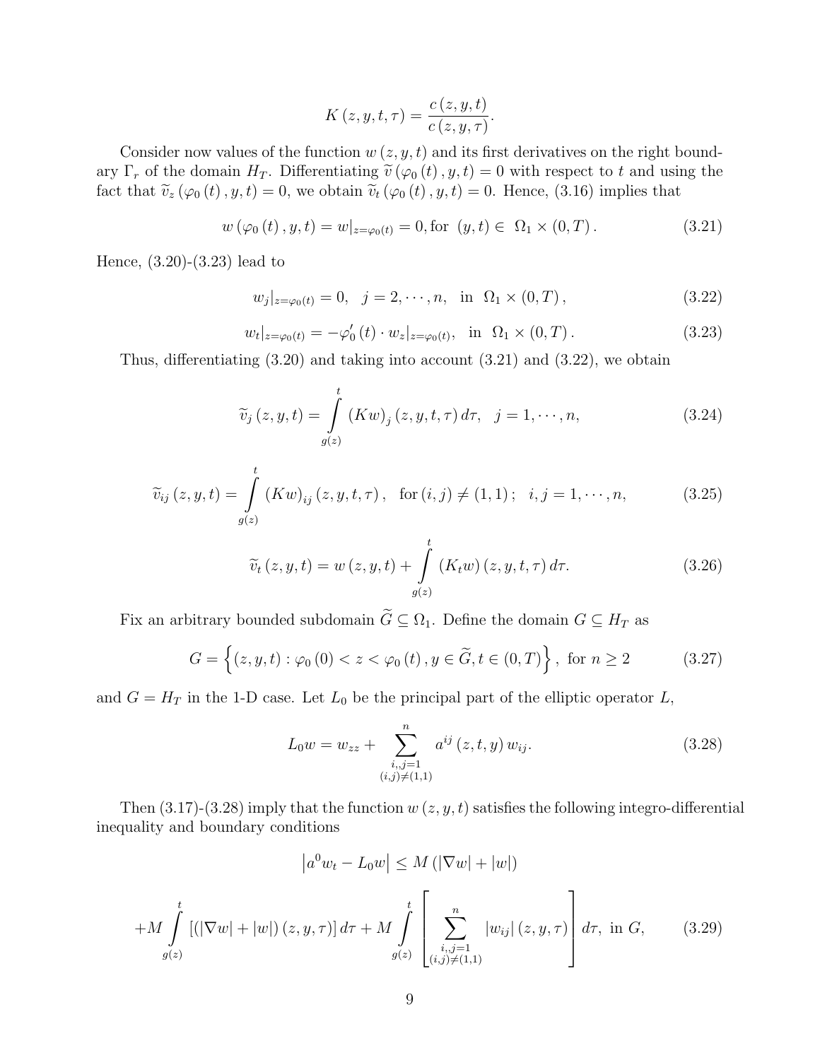$$K(z,y,t,\tau) = \frac{c(z,y,t)}{c(z,y,\tau)}.$$

Consider now values of the function $w(z,y,t)$ and its first derivatives on the right boundary $\Gamma_r$ of the domain $H_T$. Differentiating $\widetilde{v}(\varphi_0(t),y,t) = 0$ with respect to $t$ and using the fact that $\widetilde{v}_z(\varphi_0(t),y,t) = 0$, we obtain $\widetilde{v}_t(\varphi_0(t),y,t) = 0$. Hence, (3.16) implies that

$$w(\varphi_0(t),y,t) = w|_{z=\varphi_0(t)} = 0, \text{for } (y,t) \in \Omega_1 \times (0,T). \tag{3.21}$$

Hence, (3.20)-(3.23) lead to

$$w_j|_{z=\varphi_0(t)} = 0, \quad j = 2,\cdots,n, \quad \text{in } \Omega_1 \times (0,T), \tag{3.22}$$

$$w_t|_{z=\varphi_0(t)} = -\varphi_0'(t) \cdot w_z|_{z=\varphi_0(t)}, \quad \text{in } \Omega_1 \times (0,T). \tag{3.23}$$

Thus, differentiating (3.20) and taking into account (3.21) and (3.22), we obtain

$$\widetilde{v}_j(z,y,t) = \int\limits_{g(z)}^{t} (Kw)_j(z,y,t,\tau)\,d\tau, \quad j = 1,\cdots,n, \tag{3.24}$$

$$\widetilde{v}_{ij}(z,y,t) = \int\limits_{g(z)}^{t} (Kw)_{ij}(z,y,t,\tau), \quad \text{for } (i,j) \neq (1,1); \quad i,j = 1,\cdots,n, \tag{3.25}$$

$$\widetilde{v}_t(z,y,t) = w(z,y,t) + \int\limits_{g(z)}^{t} (K_t w)(z,y,t,\tau)\,d\tau. \tag{3.26}$$

Fix an arbitrary bounded subdomain $\widetilde{G} \subseteq \Omega_1$. Define the domain $G \subseteq H_T$ as

$$G = \left\{(z,y,t) : \varphi_0(0) < z < \varphi_0(t), y \in \widetilde{G}, t \in (0,T)\right\}, \text{ for } n \geq 2 \tag{3.27}$$

and $G = H_T$ in the 1-D case. Let $L_0$ be the principal part of the elliptic operator $L$,

$$L_0 w = w_{zz} + \sum_{\substack{i,j=1 \\ (i,j)\neq(1,1)}}^{n} a^{ij}(z,t,y)\,w_{ij}. \tag{3.28}$$

Then (3.17)-(3.28) imply that the function $w(z,y,t)$ satisfies the following integro-differential inequality and boundary conditions

$$\left|a^0 w_t - L_0 w\right| \leq M\left(|\nabla w| + |w|\right)$$

$$+M \int\limits_{g(z)}^{t} \left[\left(|\nabla w| + |w|\right)(z,y,\tau)\right] d\tau + M \int\limits_{g(z)}^{t} \left[\sum_{\substack{i,j=1 \\ (i,j)\neq(1,1)}}^{n} |w_{ij}|(z,y,\tau)\right] d\tau, \text{ in } G, \tag{3.29}$$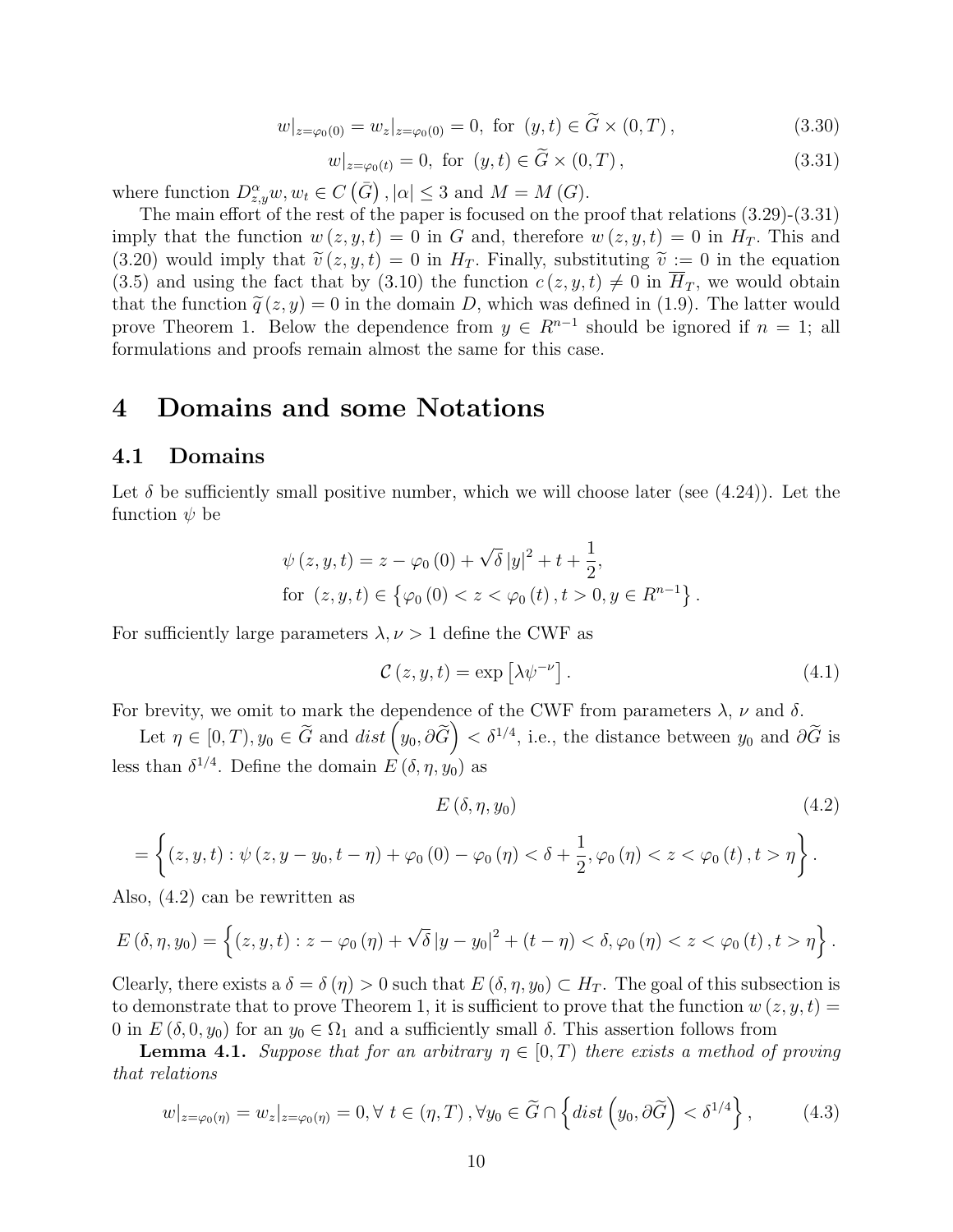$$w|_{z=\varphi_0(0)} = w_z|_{z=\varphi_0(0)} = 0, \text{ for } (y,t) \in \widetilde{G} \times (0,T), \tag{3.30}$$

$$w|_{z=\varphi_0(t)} = 0, \text{ for } (y,t) \in \widetilde{G} \times (0,T), \tag{3.31}$$

where function $D^{\alpha}_{z,y}w, w_t \in C\left(\bar{G}\right), |\alpha| \leq 3$ and $M = M(G)$.

The main effort of the rest of the paper is focused on the proof that relations (3.29)-(3.31) imply that the function $w(z,y,t) = 0$ in $G$ and, therefore $w(z,y,t) = 0$ in $H_T$. This and (3.20) would imply that $\widetilde{v}(z,y,t) = 0$ in $H_T$. Finally, substituting $\widetilde{v} := 0$ in the equation (3.5) and using the fact that by (3.10) the function $c(z,y,t) \neq 0$ in $\overline{H}_T$, we would obtain that the function $\widetilde{q}(z,y) = 0$ in the domain $D$, which was defined in (1.9). The latter would prove Theorem 1. Below the dependence from $y \in R^{n-1}$ should be ignored if $n = 1$; all formulations and proofs remain almost the same for this case.

# 4 Domains and some Notations

## 4.1 Domains

Let $\delta$ be sufficiently small positive number, which we will choose later (see (4.24)). Let the function $\psi$ be

$$\psi(z,y,t) = z - \varphi_0(0) + \sqrt{\delta}\,|y|^2 + t + \frac{1}{2},$$
$$\text{for } (z,y,t) \in \left\{\varphi_0(0) < z < \varphi_0(t), t > 0, y \in R^{n-1}\right\}.$$

For sufficiently large parameters $\lambda, \nu > 1$ define the CWF as

$$\mathcal{C}(z,y,t) = \exp\left[\lambda \psi^{-\nu}\right]. \tag{4.1}$$

For brevity, we omit to mark the dependence of the CWF from parameters $\lambda$, $\nu$ and $\delta$.

Let $\eta \in [0,T)$, $y_0 \in \widetilde{G}$ and $dist\left(y_0, \partial\widetilde{G}\right) < \delta^{1/4}$, i.e., the distance between $y_0$ and $\partial\widetilde{G}$ is less than $\delta^{1/4}$. Define the domain $E(\delta, \eta, y_0)$ as

$$E(\delta, \eta, y_0) \tag{4.2}$$
$$= \left\{(z,y,t) : \psi(z, y - y_0, t - \eta) + \varphi_0(0) - \varphi_0(\eta) < \delta + \frac{1}{2}, \varphi_0(\eta) < z < \varphi_0(t), t > \eta\right\}.$$

Also, (4.2) can be rewritten as

$$E(\delta, \eta, y_0) = \left\{(z,y,t) : z - \varphi_0(\eta) + \sqrt{\delta}\,|y - y_0|^2 + (t - \eta) < \delta, \varphi_0(\eta) < z < \varphi_0(t), t > \eta\right\}.$$

Clearly, there exists a $\delta = \delta(\eta) > 0$ such that $E(\delta, \eta, y_0) \subset H_T$. The goal of this subsection is to demonstrate that to prove Theorem 1, it is sufficient to prove that the function $w(z,y,t) = 0$ in $E(\delta, 0, y_0)$ for an $y_0 \in \Omega_1$ and a sufficiently small $\delta$. This assertion follows from

**Lemma 4.1.** *Suppose that for an arbitrary $\eta \in [0,T)$ there exists a method of proving that relations*

$$w|_{z=\varphi_0(\eta)} = w_z|_{z=\varphi_0(\eta)} = 0, \forall\, t \in (\eta, T), \forall y_0 \in \widetilde{G} \cap \left\{dist\left(y_0, \partial\widetilde{G}\right) < \delta^{1/4}\right\}, \tag{4.3}$$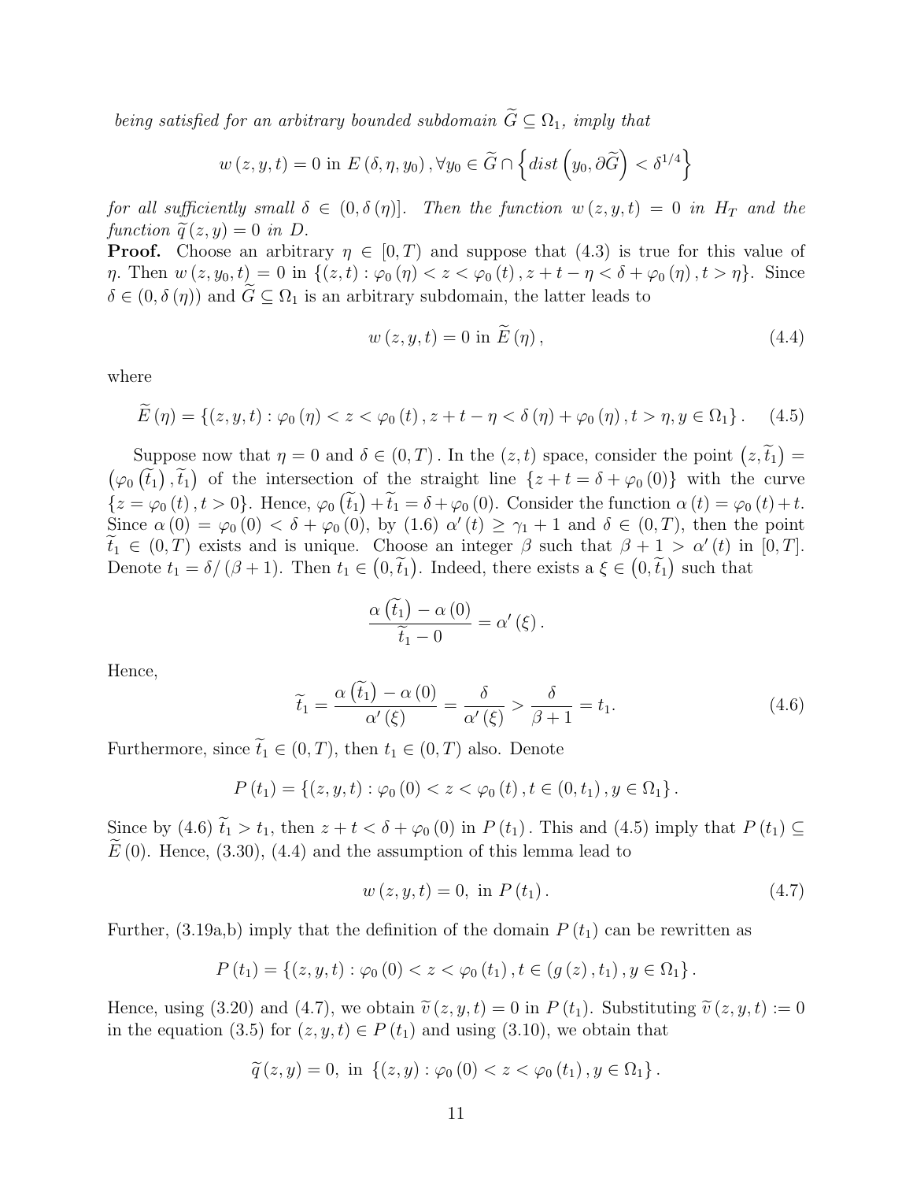*being satisfied for an arbitrary bounded subdomain $\widetilde{G} \subseteq \Omega_1$, imply that*

$$w(z, y, t) = 0 \text{ in } E(\delta, \eta, y_0), \forall y_0 \in \widetilde{G} \cap \left\{ dist\left(y_0, \partial\widetilde{G}\right) < \delta^{1/4} \right\}$$

*for all sufficiently small $\delta \in (0, \delta(\eta)]$. Then the function $w(z, y, t) = 0$ in $H_T$ and the function $\widetilde{q}(z, y) = 0$ in $D$.*

**Proof.** Choose an arbitrary $\eta \in [0, T)$ and suppose that (4.3) is true for this value of $\eta$. Then $w(z, y_0, t) = 0$ in $\{(z, t) : \varphi_0(\eta) < z < \varphi_0(t), z + t - \eta < \delta + \varphi_0(\eta), t > \eta\}$. Since $\delta \in (0, \delta(\eta))$ and $\widetilde{G} \subseteq \Omega_1$ is an arbitrary subdomain, the latter leads to

$$w(z, y, t) = 0 \text{ in } \widetilde{E}(\eta), \tag{4.4}$$

where

$$\widetilde{E}(\eta) = \{(z, y, t) : \varphi_0(\eta) < z < \varphi_0(t), z + t - \eta < \delta(\eta) + \varphi_0(\eta), t > \eta, y \in \Omega_1\}. \tag{4.5}$$

Suppose now that $\eta = 0$ and $\delta \in (0, T)$. In the $(z, t)$ space, consider the point $\left(z, \widetilde{t}_1\right) = \left(\varphi_0\left(\widetilde{t}_1\right), \widetilde{t}_1\right)$ of the intersection of the straight line $\{z + t = \delta + \varphi_0(0)\}$ with the curve $\{z = \varphi_0(t), t > 0\}$. Hence, $\varphi_0\left(\widetilde{t}_1\right) + \widetilde{t}_1 = \delta + \varphi_0(0)$. Consider the function $\alpha(t) = \varphi_0(t) + t$. Since $\alpha(0) = \varphi_0(0) < \delta + \varphi_0(0)$, by (1.6) $\alpha'(t) \geq \gamma_1 + 1$ and $\delta \in (0, T)$, then the point $\widetilde{t}_1 \in (0, T)$ exists and is unique. Choose an integer $\beta$ such that $\beta + 1 > \alpha'(t)$ in $[0, T]$. Denote $t_1 = \delta / (\beta + 1)$. Then $t_1 \in \left(0, \widetilde{t}_1\right)$. Indeed, there exists a $\xi \in \left(0, \widetilde{t}_1\right)$ such that

$$\frac{\alpha\left(\widetilde{t}_1\right) - \alpha(0)}{\widetilde{t}_1 - 0} = \alpha'(\xi).$$

Hence,

$$\widetilde{t}_1 = \frac{\alpha\left(\widetilde{t}_1\right) - \alpha(0)}{\alpha'(\xi)} = \frac{\delta}{\alpha'(\xi)} > \frac{\delta}{\beta + 1} = t_1. \tag{4.6}$$

Furthermore, since $\widetilde{t}_1 \in (0, T)$, then $t_1 \in (0, T)$ also. Denote

$$P(t_1) = \{(z, y, t) : \varphi_0(0) < z < \varphi_0(t), t \in (0, t_1), y \in \Omega_1\}.$$

Since by (4.6) $\widetilde{t}_1 > t_1$, then $z + t < \delta + \varphi_0(0)$ in $P(t_1)$. This and (4.5) imply that $P(t_1) \subseteq \widetilde{E}(0)$. Hence, (3.30), (4.4) and the assumption of this lemma lead to

$$w(z, y, t) = 0, \text{ in } P(t_1). \tag{4.7}$$

Further, (3.19a,b) imply that the definition of the domain $P(t_1)$ can be rewritten as

$$P(t_1) = \{(z, y, t) : \varphi_0(0) < z < \varphi_0(t_1), t \in (g(z), t_1), y \in \Omega_1\}.$$

Hence, using (3.20) and (4.7), we obtain $\widetilde{v}(z, y, t) = 0$ in $P(t_1)$. Substituting $\widetilde{v}(z, y, t) := 0$ in the equation (3.5) for $(z, y, t) \in P(t_1)$ and using (3.10), we obtain that

$$\widetilde{q}(z, y) = 0, \text{ in } \{(z, y) : \varphi_0(0) < z < \varphi_0(t_1), y \in \Omega_1\}.$$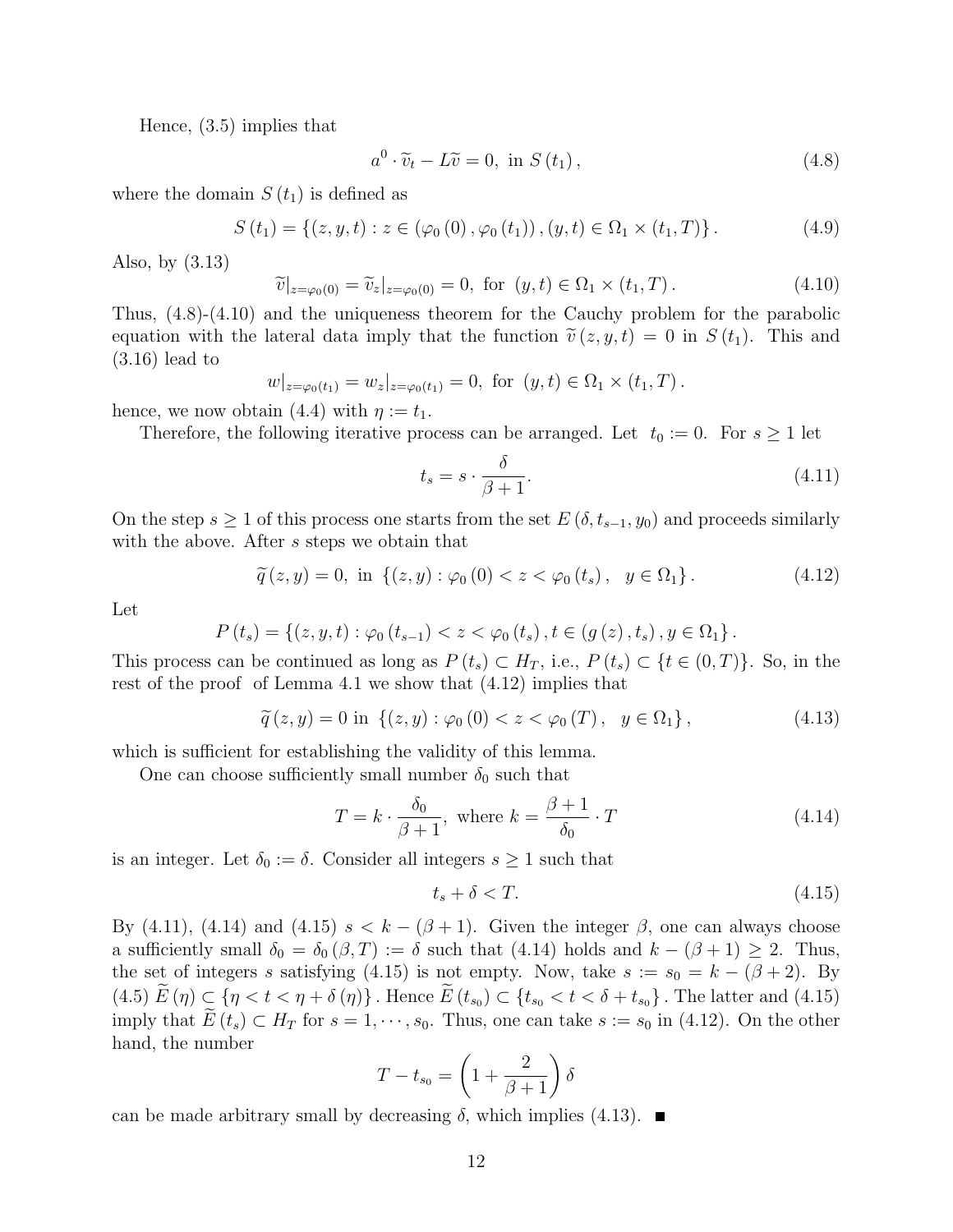Hence, (3.5) implies that

$$a^0 \cdot \widetilde{v}_t - L\widetilde{v} = 0, \text{ in } S(t_1), \tag{4.8}$$

where the domain $S(t_1)$ is defined as

$$S(t_1) = \{(z, y, t) : z \in (\varphi_0(0), \varphi_0(t_1)), (y, t) \in \Omega_1 \times (t_1, T)\}. \tag{4.9}$$

Also, by (3.13)

$$\widetilde{v}|_{z=\varphi_0(0)} = \widetilde{v}_z|_{z=\varphi_0(0)} = 0, \text{ for } (y, t) \in \Omega_1 \times (t_1, T). \tag{4.10}$$

Thus, (4.8)-(4.10) and the uniqueness theorem for the Cauchy problem for the parabolic equation with the lateral data imply that the function $\widetilde{v}(z, y, t) = 0$ in $S(t_1)$. This and (3.16) lead to

$$w|_{z=\varphi_0(t_1)} = w_z|_{z=\varphi_0(t_1)} = 0, \text{ for } (y, t) \in \Omega_1 \times (t_1, T).$$

hence, we now obtain (4.4) with $\eta := t_1$.

Therefore, the following iterative process can be arranged. Let $t_0 := 0$. For $s \geq 1$ let

$$t_s = s \cdot \frac{\delta}{\beta + 1}. \tag{4.11}$$

On the step $s \geq 1$ of this process one starts from the set $E(\delta, t_{s-1}, y_0)$ and proceeds similarly with the above. After $s$ steps we obtain that

$$\widetilde{q}(z, y) = 0, \text{ in } \{(z, y) : \varphi_0(0) < z < \varphi_0(t_s), \quad y \in \Omega_1\}. \tag{4.12}$$

Let

$$P(t_s) = \{(z, y, t) : \varphi_0(t_{s-1}) < z < \varphi_0(t_s), t \in (g(z), t_s), y \in \Omega_1\}.$$

This process can be continued as long as $P(t_s) \subset H_T$, i.e., $P(t_s) \subset \{t \in (0, T)\}$. So, in the rest of the proof of Lemma 4.1 we show that (4.12) implies that

$$\widetilde{q}(z, y) = 0 \text{ in } \{(z, y) : \varphi_0(0) < z < \varphi_0(T), \quad y \in \Omega_1\}, \tag{4.13}$$

which is sufficient for establishing the validity of this lemma.

One can choose sufficiently small number $\delta_0$ such that

$$T = k \cdot \frac{\delta_0}{\beta + 1}, \text{ where } k = \frac{\beta + 1}{\delta_0} \cdot T \tag{4.14}$$

is an integer. Let $\delta_0 := \delta$. Consider all integers $s \geq 1$ such that

$$t_s + \delta < T. \tag{4.15}$$

By (4.11), (4.14) and (4.15) $s < k - (\beta + 1)$. Given the integer $\beta$, one can always choose a sufficiently small $\delta_0 = \delta_0(\beta, T) := \delta$ such that (4.14) holds and $k - (\beta + 1) \geq 2$. Thus, the set of integers $s$ satisfying (4.15) is not empty. Now, take $s := s_0 = k - (\beta + 2)$. By (4.5) $\widetilde{E}(\eta) \subset \{\eta < t < \eta + \delta(\eta)\}$. Hence $\widetilde{E}(t_{s_0}) \subset \{t_{s_0} < t < \delta + t_{s_0}\}$. The latter and (4.15) imply that $\widetilde{E}(t_s) \subset H_T$ for $s = 1, \cdots, s_0$. Thus, one can take $s := s_0$ in (4.12). On the other hand, the number

$$T - t_{s_0} = \left(1 + \frac{2}{\beta + 1}\right)\delta$$

can be made arbitrary small by decreasing $\delta$, which implies (4.13). ∎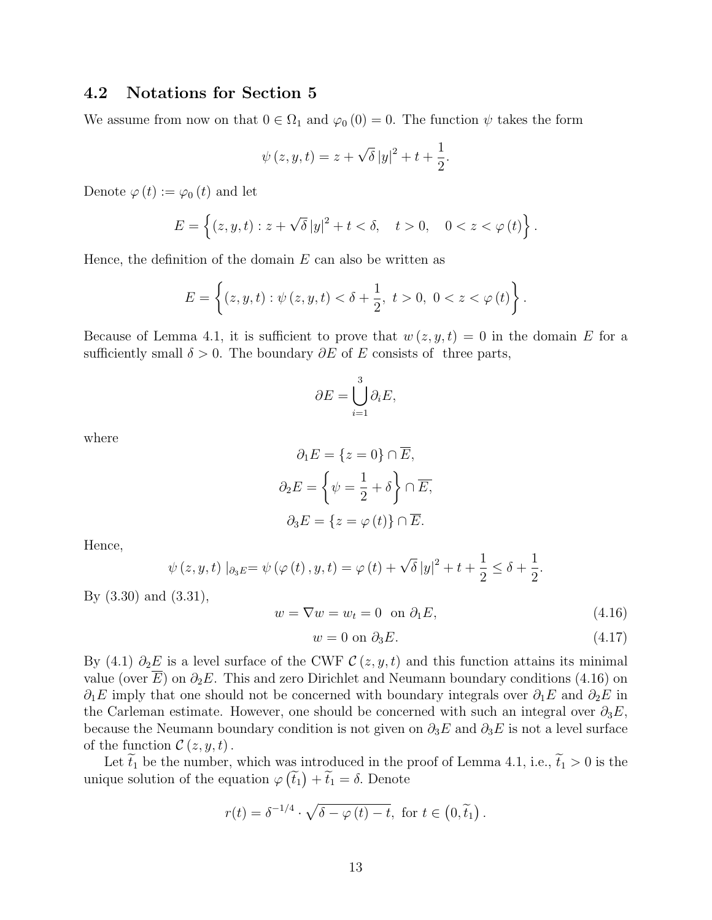## 4.2 Notations for Section 5

We assume from now on that $0 \in \Omega_1$ and $\varphi_0(0) = 0$. The function $\psi$ takes the form

$$\psi(z, y, t) = z + \sqrt{\delta}\,|y|^2 + t + \frac{1}{2}.$$

Denote $\varphi(t) := \varphi_0(t)$ and let

$$E = \left\{ (z, y, t) : z + \sqrt{\delta}\,|y|^2 + t < \delta, \quad t > 0, \quad 0 < z < \varphi(t) \right\}.$$

Hence, the definition of the domain $E$ can also be written as

$$E = \left\{ (z, y, t) : \psi(z, y, t) < \delta + \frac{1}{2},\ t > 0,\ 0 < z < \varphi(t) \right\}.$$

Because of Lemma 4.1, it is sufficient to prove that $w(z, y, t) = 0$ in the domain $E$ for a sufficiently small $\delta > 0$. The boundary $\partial E$ of $E$ consists of three parts,

$$\partial E = \bigcup_{i=1}^{3} \partial_i E,$$

where

$$\partial_1 E = \{z = 0\} \cap \overline{E},$$

$$\partial_2 E = \left\{ \psi = \frac{1}{2} + \delta \right\} \cap \overline{E},$$

$$\partial_3 E = \{z = \varphi(t)\} \cap \overline{E}.$$

Hence,

$$\psi(z, y, t) \mid_{\partial_3 E} = \psi(\varphi(t), y, t) = \varphi(t) + \sqrt{\delta}\,|y|^2 + t + \frac{1}{2} \leq \delta + \frac{1}{2}.$$

By (3.30) and (3.31),

$$w = \nabla w = w_t = 0 \ \text{ on } \partial_1 E, \tag{4.16}$$

$$w = 0 \text{ on } \partial_3 E. \tag{4.17}$$

By (4.1) $\partial_2 E$ is a level surface of the CWF $\mathcal{C}(z, y, t)$ and this function attains its minimal value (over $\overline{E}$) on $\partial_2 E$. This and zero Dirichlet and Neumann boundary conditions (4.16) on $\partial_1 E$ imply that one should not be concerned with boundary integrals over $\partial_1 E$ and $\partial_2 E$ in the Carleman estimate. However, one should be concerned with such an integral over $\partial_3 E$, because the Neumann boundary condition is not given on $\partial_3 E$ and $\partial_3 E$ is not a level surface of the function $\mathcal{C}(z, y, t)$.

Let $\widetilde{t}_1$ be the number, which was introduced in the proof of Lemma 4.1, i.e., $\widetilde{t}_1 > 0$ is the unique solution of the equation $\varphi(\widetilde{t}_1) + \widetilde{t}_1 = \delta$. Denote

$$r(t) = \delta^{-1/4} \cdot \sqrt{\delta - \varphi(t) - t}, \text{ for } t \in \left(0, \widetilde{t}_1\right).$$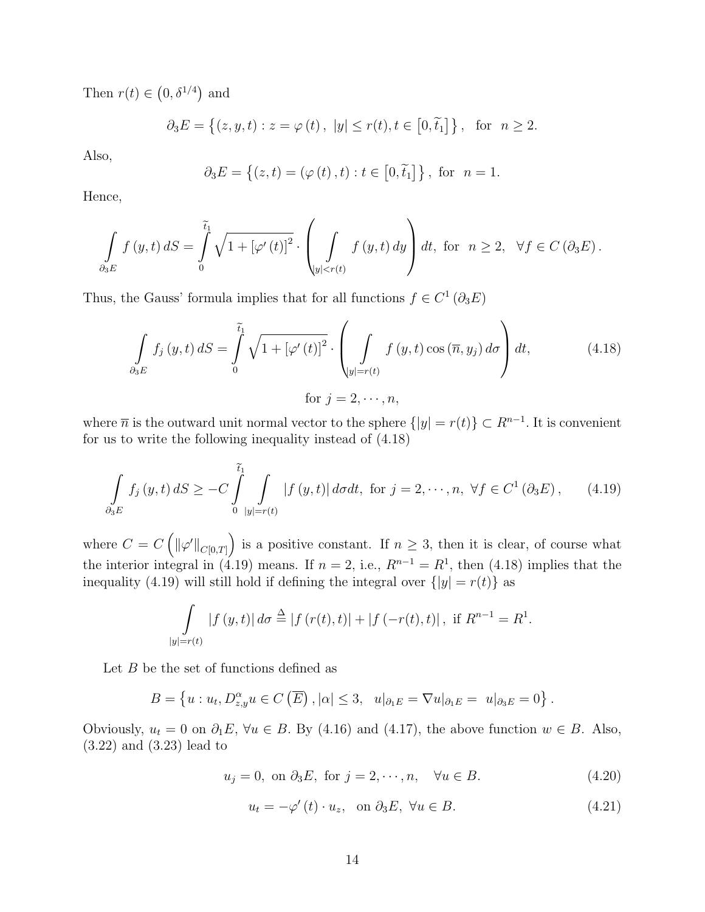Then $r(t) \in \left(0, \delta^{1/4}\right)$ and

$$\partial_3 E = \left\{ (z, y, t) : z = \varphi(t),\ |y| \leq r(t), t \in \left[0, \widetilde{t}_1\right] \right\}, \quad \text{for} \quad n \geq 2.$$

Also,

$$\partial_3 E = \left\{ (z, t) = (\varphi(t), t) : t \in \left[0, \widetilde{t}_1\right] \right\}, \text{ for } \ n = 1.$$

Hence,

$$\int\limits_{\partial_3 E} f(y,t)\, dS = \int\limits_0^{\widetilde{t}_1} \sqrt{1 + [\varphi'(t)]^2} \cdot \left( \int\limits_{|y| < r(t)} f(y,t)\, dy \right) dt, \text{ for } \ n \geq 2, \quad \forall f \in C(\partial_3 E).$$

Thus, the Gauss' formula implies that for all functions $f \in C^1(\partial_3 E)$

$$\int\limits_{\partial_3 E} f_j(y,t)\, dS = \int\limits_0^{\widetilde{t}_1} \sqrt{1 + [\varphi'(t)]^2} \cdot \left( \int\limits_{|y| = r(t)} f(y,t) \cos(\overline{n}, y_j)\, d\sigma \right) dt, \tag{4.18}$$

$$\text{for } j = 2, \cdots, n,$$

where $\overline{n}$ is the outward unit normal vector to the sphere $\{|y| = r(t)\} \subset R^{n-1}$. It is convenient for us to write the following inequality instead of (4.18)

$$\int\limits_{\partial_3 E} f_j(y,t)\, dS \geq -C \int\limits_0^{\widetilde{t}_1} \int\limits_{|y| = r(t)} |f(y,t)|\, d\sigma dt, \text{ for } j = 2, \cdots, n, \ \forall f \in C^1(\partial_3 E), \tag{4.19}$$

where $C = C\left( \|\varphi'\|_{C[0,T]} \right)$ is a positive constant. If $n \geq 3$, then it is clear, of course what the interior integral in (4.19) means. If $n = 2$, i.e., $R^{n-1} = R^1$, then (4.18) implies that the inequality (4.19) will still hold if defining the integral over $\{|y| = r(t)\}$ as

$$\int\limits_{|y| = r(t)} |f(y,t)|\, d\sigma \overset{\Delta}{=} |f(r(t), t)| + |f(-r(t), t)|, \text{ if } R^{n-1} = R^1.$$

Let $B$ be the set of functions defined as

$$B = \left\{ u : u_t, D^{\alpha}_{z,y} u \in C\left(\overline{E}\right), |\alpha| \leq 3, \quad u|_{\partial_1 E} = \nabla u|_{\partial_1 E} = \ u|_{\partial_3 E} = 0 \right\}.$$

Obviously, $u_t = 0$ on $\partial_1 E$, $\forall u \in B$. By (4.16) and (4.17), the above function $w \in B$. Also, (3.22) and (3.23) lead to

$$u_j = 0, \text{ on } \partial_3 E, \text{ for } j = 2, \cdots, n, \quad \forall u \in B. \tag{4.20}$$

$$u_t = -\varphi'(t) \cdot u_z, \quad \text{on } \partial_3 E, \ \forall u \in B. \tag{4.21}$$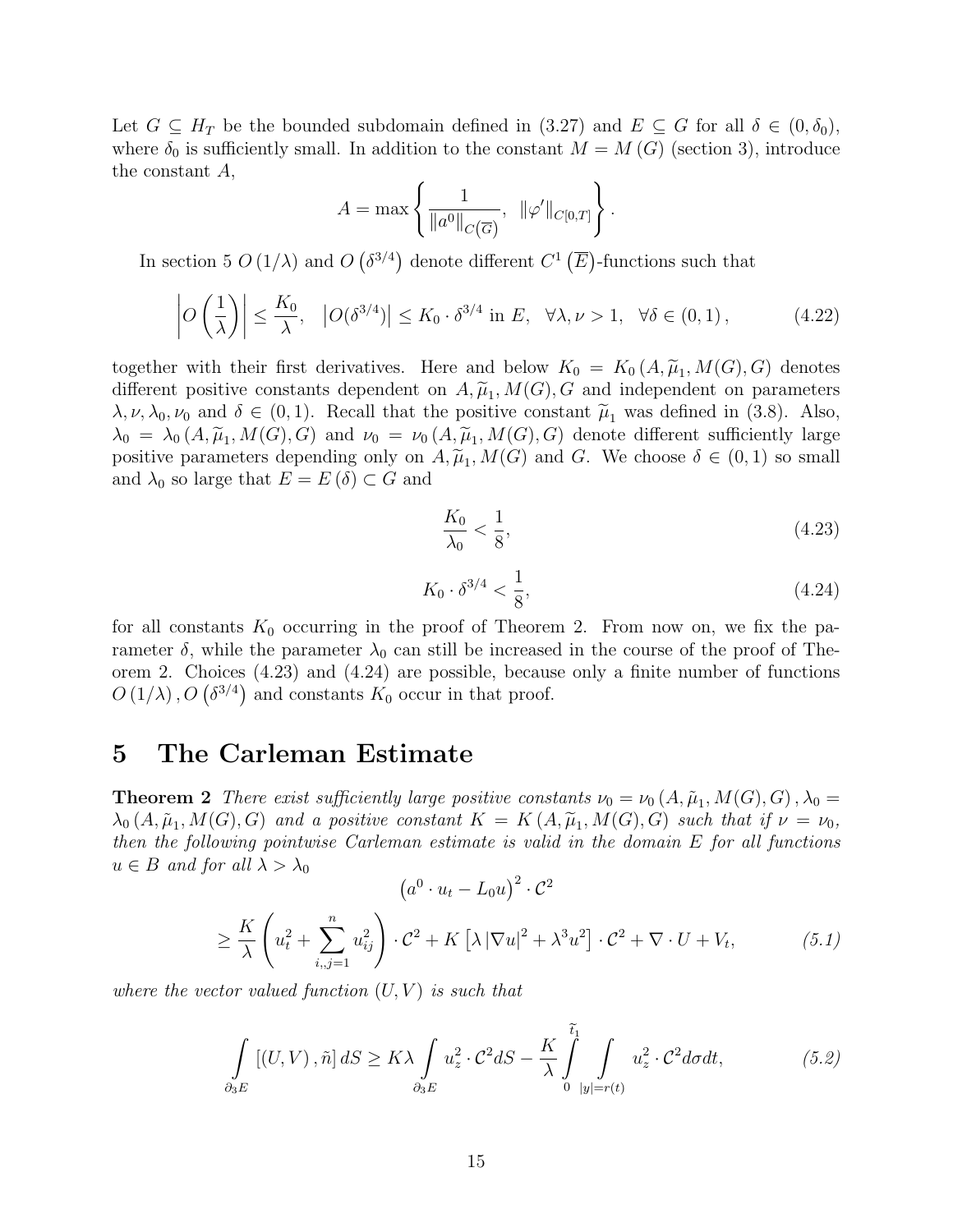Let $G \subseteq H_T$ be the bounded subdomain defined in (3.27) and $E \subseteq G$ for all $\delta \in (0, \delta_0)$, where $\delta_0$ is sufficiently small. In addition to the constant $M = M(G)$ (section 3), introduce the constant $A$,

$$A = \max \left\{ \frac{1}{\|a^0\|_{C(\overline{G})}}, \ \ \|\varphi'\|_{C[0,T]} \right\}.$$

In section 5 $O(1/\lambda)$ and $O(\delta^{3/4})$ denote different $C^1(\overline{E})$-functions such that

$$\left| O\left(\frac{1}{\lambda}\right) \right| \leq \frac{K_0}{\lambda}, \quad \left| O(\delta^{3/4}) \right| \leq K_0 \cdot \delta^{3/4} \text{ in } E, \quad \forall \lambda, \nu > 1, \quad \forall \delta \in (0,1), \tag{4.22}$$

together with their first derivatives. Here and below $K_0 = K_0(A, \widetilde{\mu}_1, M(G), G)$ denotes different positive constants dependent on $A, \widetilde{\mu}_1, M(G), G$ and independent on parameters $\lambda, \nu, \lambda_0, \nu_0$ and $\delta \in (0,1)$. Recall that the positive constant $\widetilde{\mu}_1$ was defined in (3.8). Also, $\lambda_0 = \lambda_0(A, \widetilde{\mu}_1, M(G), G)$ and $\nu_0 = \nu_0(A, \widetilde{\mu}_1, M(G), G)$ denote different sufficiently large positive parameters depending only on $A, \widetilde{\mu}_1, M(G)$ and $G$. We choose $\delta \in (0,1)$ so small and $\lambda_0$ so large that $E = E(\delta) \subset G$ and

$$\frac{K_0}{\lambda_0} < \frac{1}{8}, \tag{4.23}$$

$$K_0 \cdot \delta^{3/4} < \frac{1}{8}, \tag{4.24}$$

for all constants $K_0$ occurring in the proof of Theorem 2. From now on, we fix the parameter $\delta$, while the parameter $\lambda_0$ can still be increased in the course of the proof of Theorem 2. Choices (4.23) and (4.24) are possible, because only a finite number of functions $O(1/\lambda), O(\delta^{3/4})$ and constants $K_0$ occur in that proof.

# 5 The Carleman Estimate

**Theorem 2** *There exist sufficiently large positive constants $\nu_0 = \nu_0(A, \tilde{\mu}_1, M(G), G), \lambda_0 = \lambda_0(A, \tilde{\mu}_1, M(G), G)$ and a positive constant $K = K(A, \widetilde{\mu}_1, M(G), G)$ such that if $\nu = \nu_0$, then the following pointwise Carleman estimate is valid in the domain $E$ for all functions $u \in B$ and for all $\lambda > \lambda_0$*

$$\left(a^0 \cdot u_t - L_0 u\right)^2 \cdot \mathcal{C}^2$$
$$\geq \frac{K}{\lambda}\left(u_t^2 + \sum_{i,j=1}^{n} u_{ij}^2\right) \cdot \mathcal{C}^2 + K\left[\lambda |\nabla u|^2 + \lambda^3 u^2\right] \cdot \mathcal{C}^2 + \nabla \cdot U + V_t, \tag{5.1}$$

*where the vector valued function $(U, V)$ is such that*

$$\int\limits_{\partial_3 E} \left[(U,V), \tilde{n}\right] dS \geq K\lambda \int\limits_{\partial_3 E} u_z^2 \cdot \mathcal{C}^2 dS - \frac{K}{\lambda} \int\limits_{0}^{\widetilde{t}_1} \int\limits_{|y|=r(t)} u_z^2 \cdot \mathcal{C}^2 d\sigma dt, \tag{5.2}$$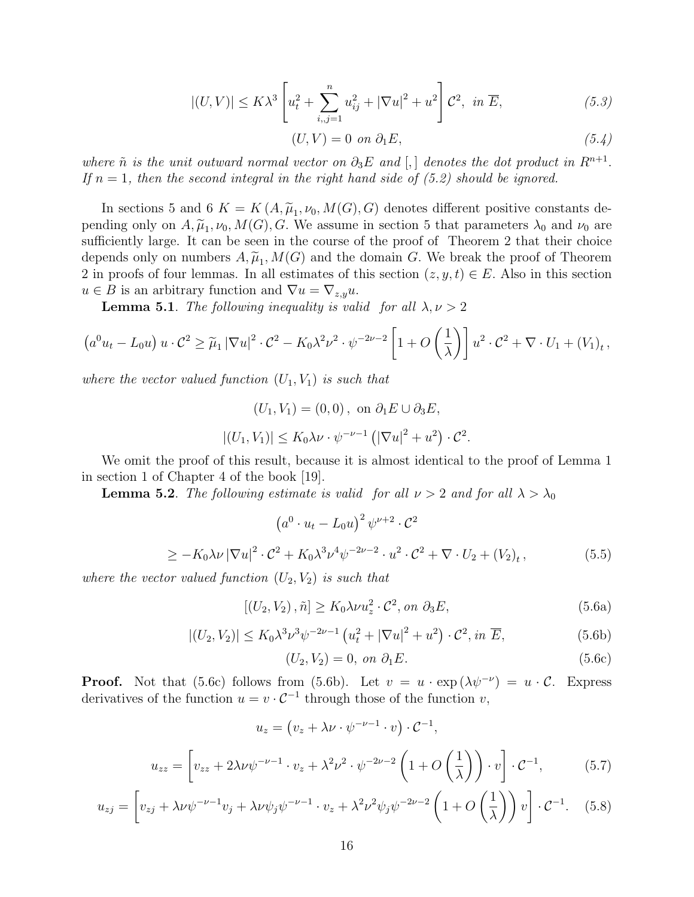$$|(U,V)| \leq K\lambda^3 \left[ u_t^2 + \sum_{i,,j=1}^{n} u_{ij}^2 + |\nabla u|^2 + u^2 \right] \mathcal{C}^2, \; \textit{in } \overline{E}, \tag{5.3}$$

$$(U,V) = 0 \; \textit{on } \partial_1 E, \tag{5.4}$$

*where $\tilde{n}$ is the unit outward normal vector on $\partial_3 E$ and $[,]$ denotes the dot product in $R^{n+1}$. If $n = 1$, then the second integral in the right hand side of (5.2) should be ignored.*

In sections 5 and 6 $K = K(A, \widetilde{\mu}_1, \nu_0, M(G), G)$ denotes different positive constants depending only on $A, \widetilde{\mu}_1, \nu_0, M(G), G$. We assume in section 5 that parameters $\lambda_0$ and $\nu_0$ are sufficiently large. It can be seen in the course of the proof of Theorem 2 that their choice depends only on numbers $A, \widetilde{\mu}_1, M(G)$ and the domain $G$. We break the proof of Theorem 2 in proofs of four lemmas. In all estimates of this section $(z, y, t) \in E$. Also in this section $u \in B$ is an arbitrary function and $\nabla u = \nabla_{z,y} u$.

**Lemma 5.1**. *The following inequality is valid for all $\lambda, \nu > 2$*

$$\left(a^0 u_t - L_0 u\right) u \cdot \mathcal{C}^2 \geq \widetilde{\mu}_1 |\nabla u|^2 \cdot \mathcal{C}^2 - K_0 \lambda^2 \nu^2 \cdot \psi^{-2\nu-2} \left[1 + O\left(\frac{1}{\lambda}\right)\right] u^2 \cdot \mathcal{C}^2 + \nabla \cdot U_1 + (V_1)_t,$$

*where the vector valued function $(U_1, V_1)$ is such that*

$$(U_1, V_1) = (0, 0), \text{ on } \partial_1 E \cup \partial_3 E,$$

$$|(U_1, V_1)| \leq K_0 \lambda \nu \cdot \psi^{-\nu-1} \left(|\nabla u|^2 + u^2\right) \cdot \mathcal{C}^2.$$

We omit the proof of this result, because it is almost identical to the proof of Lemma 1 in section 1 of Chapter 4 of the book [19].

**Lemma 5.2**. *The following estimate is valid for all $\nu > 2$ and for all $\lambda > \lambda_0$*

$$\left(a^0 \cdot u_t - L_0 u\right)^2 \psi^{\nu+2} \cdot \mathcal{C}^2$$

$$\geq -K_0 \lambda \nu |\nabla u|^2 \cdot \mathcal{C}^2 + K_0 \lambda^3 \nu^4 \psi^{-2\nu-2} \cdot u^2 \cdot \mathcal{C}^2 + \nabla \cdot U_2 + (V_2)_t, \tag{5.5}$$

*where the vector valued function $(U_2, V_2)$ is such that*

$$[(U_2, V_2), \tilde{n}] \geq K_0 \lambda \nu u_z^2 \cdot \mathcal{C}^2, \textit{ on } \partial_3 E, \tag{5.6a}$$

$$|(U_2, V_2)| \leq K_0 \lambda^3 \nu^3 \psi^{-2\nu-1} \left(u_t^2 + |\nabla u|^2 + u^2\right) \cdot \mathcal{C}^2, \textit{ in } \overline{E}, \tag{5.6b}$$

$$(U_2, V_2) = 0, \textit{ on } \partial_1 E. \tag{5.6c}$$

**Proof.** Not that (5.6c) follows from (5.6b). Let $v = u \cdot \exp\left(\lambda \psi^{-\nu}\right) = u \cdot \mathcal{C}$. Express derivatives of the function $u = v \cdot \mathcal{C}^{-1}$ through those of the function $v$,

$$u_z = \left(v_z + \lambda \nu \cdot \psi^{-\nu-1} \cdot v\right) \cdot \mathcal{C}^{-1},$$

$$u_{zz} = \left[v_{zz} + 2\lambda \nu \psi^{-\nu-1} \cdot v_z + \lambda^2 \nu^2 \cdot \psi^{-2\nu-2} \left(1 + O\left(\frac{1}{\lambda}\right)\right) \cdot v\right] \cdot \mathcal{C}^{-1}, \tag{5.7}$$

$$u_{zj} = \left[v_{zj} + \lambda \nu \psi^{-\nu-1} v_j + \lambda \nu \psi_j \psi^{-\nu-1} \cdot v_z + \lambda^2 \nu^2 \psi_j \psi^{-2\nu-2} \left(1 + O\left(\frac{1}{\lambda}\right)\right) v\right] \cdot \mathcal{C}^{-1}. \tag{5.8}$$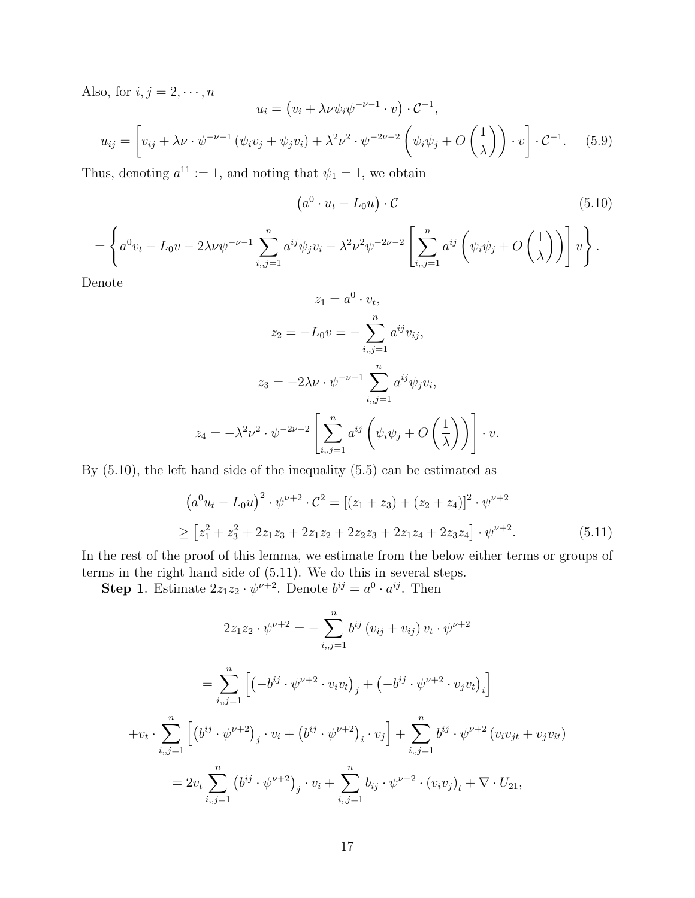Also, for $i, j = 2, \cdots, n$

$$
u_i = \left(v_i + \lambda\nu\psi_i\psi^{-\nu-1} \cdot v\right) \cdot \mathcal{C}^{-1},
$$

$$
u_{ij} = \left[v_{ij} + \lambda\nu \cdot \psi^{-\nu-1}\left(\psi_i v_j + \psi_j v_i\right) + \lambda^2\nu^2 \cdot \psi^{-2\nu-2}\left(\psi_i\psi_j + O\left(\frac{1}{\lambda}\right)\right) \cdot v\right] \cdot \mathcal{C}^{-1}. \tag{5.9}
$$

Thus, denoting $a^{11} := 1$, and noting that $\psi_1 = 1$, we obtain

$$
\left(a^0 \cdot u_t - L_0 u\right) \cdot \mathcal{C} \tag{5.10}
$$

$$
= \left\{ a^0 v_t - L_0 v - 2\lambda\nu\psi^{-\nu-1} \sum_{i,,j=1}^{n} a^{ij}\psi_j v_i - \lambda^2\nu^2\psi^{-2\nu-2}\left[\sum_{i,,j=1}^{n} a^{ij}\left(\psi_i\psi_j + O\left(\frac{1}{\lambda}\right)\right)\right] v \right\}.
$$

Denote

$$
z_1 = a^0 \cdot v_t,
$$

$$
z_2 = -L_0 v = -\sum_{i,,j=1}^{n} a^{ij} v_{ij},
$$

$$
z_3 = -2\lambda\nu \cdot \psi^{-\nu-1} \sum_{i,,j=1}^{n} a^{ij}\psi_j v_i,
$$

$$
z_4 = -\lambda^2\nu^2 \cdot \psi^{-2\nu-2}\left[\sum_{i,,j=1}^{n} a^{ij}\left(\psi_i\psi_j + O\left(\frac{1}{\lambda}\right)\right)\right] \cdot v.
$$

By (5.10), the left hand side of the inequality (5.5) can be estimated as

$$
\left(a^0 u_t - L_0 u\right)^2 \cdot \psi^{\nu+2} \cdot \mathcal{C}^2 = \left[(z_1 + z_3) + (z_2 + z_4)\right]^2 \cdot \psi^{\nu+2}
$$

$$
\geq \left[z_1^2 + z_3^2 + 2z_1 z_3 + 2z_1 z_2 + 2z_2 z_3 + 2z_1 z_4 + 2z_3 z_4\right] \cdot \psi^{\nu+2}. \tag{5.11}
$$

In the rest of the proof of this lemma, we estimate from the below either terms or groups of terms in the right hand side of (5.11). We do this in several steps.

**Step 1**. Estimate $2z_1 z_2 \cdot \psi^{\nu+2}$. Denote $b^{ij} = a^0 \cdot a^{ij}$. Then

$$
2z_1 z_2 \cdot \psi^{\nu+2} = -\sum_{i,,j=1}^{n} b^{ij}\left(v_{ij} + v_{ij}\right) v_t \cdot \psi^{\nu+2}
$$

$$
= \sum_{i,,j=1}^{n}\left[\left(-b^{ij} \cdot \psi^{\nu+2} \cdot v_i v_t\right)_j + \left(-b^{ij} \cdot \psi^{\nu+2} \cdot v_j v_t\right)_i\right]
$$

$$
+ v_t \cdot \sum_{i,,j=1}^{n}\left[\left(b^{ij} \cdot \psi^{\nu+2}\right)_j \cdot v_i + \left(b^{ij} \cdot \psi^{\nu+2}\right)_i \cdot v_j\right] + \sum_{i,,j=1}^{n} b^{ij} \cdot \psi^{\nu+2}\left(v_i v_{jt} + v_j v_{it}\right)
$$

$$
= 2v_t \sum_{i,,j=1}^{n}\left(b^{ij} \cdot \psi^{\nu+2}\right)_j \cdot v_i + \sum_{i,,j=1}^{n} b_{ij} \cdot \psi^{\nu+2} \cdot \left(v_i v_j\right)_t + \nabla \cdot U_{21},
$$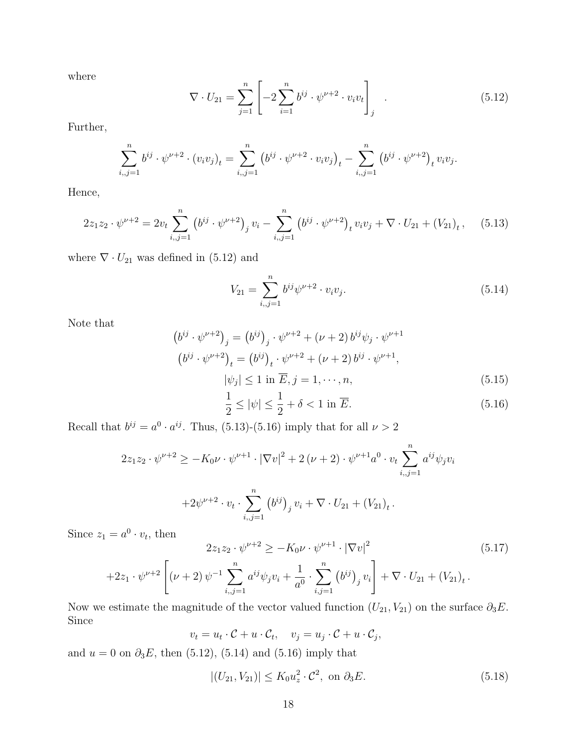where

$$\nabla \cdot U_{21} = \sum_{j=1}^{n} \left[ -2 \sum_{i=1}^{n} b^{ij} \cdot \psi^{\nu+2} \cdot v_i v_t \right]_j \quad . \tag{5.12}$$

Further,

$$\sum_{i,,j=1}^{n} b^{ij} \cdot \psi^{\nu+2} \cdot (v_i v_j)_t = \sum_{i,,j=1}^{n} \left( b^{ij} \cdot \psi^{\nu+2} \cdot v_i v_j \right)_t - \sum_{i,,j=1}^{n} \left( b^{ij} \cdot \psi^{\nu+2} \right)_t v_i v_j.$$

Hence,

$$2z_1 z_2 \cdot \psi^{\nu+2} = 2v_t \sum_{i,,j=1}^{n} \left( b^{ij} \cdot \psi^{\nu+2} \right)_j v_i - \sum_{i,,j=1}^{n} \left( b^{ij} \cdot \psi^{\nu+2} \right)_t v_i v_j + \nabla \cdot U_{21} + (V_{21})_t , \tag{5.13}$$

where $\nabla \cdot U_{21}$ was defined in (5.12) and

$$V_{21} = \sum_{i,,j=1}^{n} b^{ij} \psi^{\nu+2} \cdot v_i v_j. \tag{5.14}$$

Note that

$$\left( b^{ij} \cdot \psi^{\nu+2} \right)_j = \left( b^{ij} \right)_j \cdot \psi^{\nu+2} + (\nu+2)\, b^{ij} \psi_j \cdot \psi^{\nu+1}$$

$$\left( b^{ij} \cdot \psi^{\nu+2} \right)_t = \left( b^{ij} \right)_t \cdot \psi^{\nu+2} + (\nu+2)\, b^{ij} \cdot \psi^{\nu+1},$$

$$|\psi_j| \leq 1 \text{ in } \overline{E}, j = 1, \cdots, n, \tag{5.15}$$

$$\frac{1}{2} \leq |\psi| \leq \frac{1}{2} + \delta < 1 \text{ in } \overline{E}. \tag{5.16}$$

Recall that $b^{ij} = a^0 \cdot a^{ij}$. Thus, (5.13)-(5.16) imply that for all $\nu > 2$

$$2z_1 z_2 \cdot \psi^{\nu+2} \geq -K_0 \nu \cdot \psi^{\nu+1} \cdot |\nabla v|^2 + 2(\nu+2) \cdot \psi^{\nu+1} a^0 \cdot v_t \sum_{i,,j=1}^{n} a^{ij} \psi_j v_i$$

$$+ 2\psi^{\nu+2} \cdot v_t \cdot \sum_{i,,j=1}^{n} \left( b^{ij} \right)_j v_i + \nabla \cdot U_{21} + (V_{21})_t .$$

Since $z_1 = a^0 \cdot v_t$, then

$$2z_1 z_2 \cdot \psi^{\nu+2} \geq -K_0 \nu \cdot \psi^{\nu+1} \cdot |\nabla v|^2 \tag{5.17}$$

$$+2z_1 \cdot \psi^{\nu+2} \left[ (\nu+2)\, \psi^{-1} \sum_{i,,j=1}^{n} a^{ij} \psi_j v_i + \frac{1}{a^0} \cdot \sum_{i,j=1}^{n} \left( b^{ij} \right)_j v_i \right] + \nabla \cdot U_{21} + (V_{21})_t .$$

Now we estimate the magnitude of the vector valued function $(U_{21}, V_{21})$ on the surface $\partial_3 E$. Since

$$v_t = u_t \cdot \mathcal{C} + u \cdot \mathcal{C}_t, \quad v_j = u_j \cdot \mathcal{C} + u \cdot \mathcal{C}_j,$$

and $u = 0$ on $\partial_3 E$, then (5.12), (5.14) and (5.16) imply that

$$|(U_{21}, V_{21})| \leq K_0 u_z^2 \cdot \mathcal{C}^2, \text{ on } \partial_3 E. \tag{5.18}$$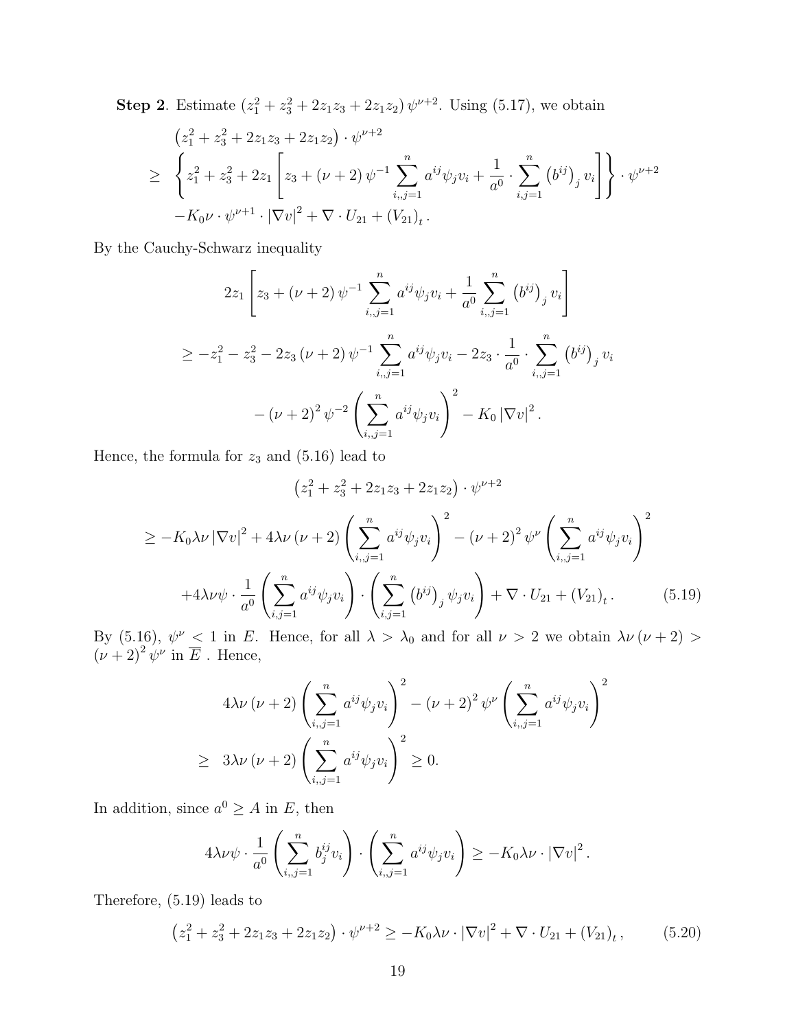**Step 2**. Estimate $\left(z_1^2+z_3^2+2z_1z_3+2z_1z_2\right)\psi^{\nu+2}$. Using (5.17), we obtain

$$
\begin{aligned}
&\left(z_1^2+z_3^2+2z_1z_3+2z_1z_2\right)\cdot\psi^{\nu+2}\\
\geq\;&\left\{z_1^2+z_3^2+2z_1\left[z_3+(\nu+2)\,\psi^{-1}\sum_{i,,j=1}^{n}a^{ij}\psi_j v_i+\frac{1}{a^0}\cdot\sum_{i,j=1}^{n}\left(b^{ij}\right)_j v_i\right]\right\}\cdot\psi^{\nu+2}\\
&-K_0\nu\cdot\psi^{\nu+1}\cdot|\nabla v|^2+\nabla\cdot U_{21}+\left(V_{21}\right)_t.
\end{aligned}
$$

By the Cauchy-Schwarz inequality

$$
2z_1\left[z_3+(\nu+2)\,\psi^{-1}\sum_{i,,j=1}^{n}a^{ij}\psi_j v_i+\frac{1}{a^0}\sum_{i,,j=1}^{n}\left(b^{ij}\right)_j v_i\right]
$$

$$
\geq -z_1^2-z_3^2-2z_3\,(\nu+2)\,\psi^{-1}\sum_{i,,j=1}^{n}a^{ij}\psi_j v_i-2z_3\cdot\frac{1}{a^0}\cdot\sum_{i,,j=1}^{n}\left(b^{ij}\right)_j v_i
$$

$$
-(\nu+2)^2\,\psi^{-2}\left(\sum_{i,,j=1}^{n}a^{ij}\psi_j v_i\right)^2-K_0\,|\nabla v|^2.
$$

Hence, the formula for $z_3$ and (5.16) lead to

$$
\left(z_1^2+z_3^2+2z_1z_3+2z_1z_2\right)\cdot\psi^{\nu+2}
$$

$$
\begin{aligned}
&\geq -K_0\lambda\nu\,|\nabla v|^2+4\lambda\nu\,(\nu+2)\left(\sum_{i,,j=1}^{n}a^{ij}\psi_j v_i\right)^2-(\nu+2)^2\,\psi^{\nu}\left(\sum_{i,,j=1}^{n}a^{ij}\psi_j v_i\right)^2\\
&\quad+4\lambda\nu\psi\cdot\frac{1}{a^0}\left(\sum_{i,j=1}^{n}a^{ij}\psi_j v_i\right)\cdot\left(\sum_{i,j=1}^{n}\left(b^{ij}\right)_j\psi_j v_i\right)+\nabla\cdot U_{21}+\left(V_{21}\right)_t.
\end{aligned}\tag{5.19}
$$

By (5.16), $\psi^{\nu}<1$ in $E$. Hence, for all $\lambda>\lambda_0$ and for all $\nu>2$ we obtain $\lambda\nu\,(\nu+2)>(\nu+2)^2\,\psi^{\nu}$ in $\overline{E}$ . Hence,

$$
\begin{aligned}
&4\lambda\nu\,(\nu+2)\left(\sum_{i,,j=1}^{n}a^{ij}\psi_j v_i\right)^2-(\nu+2)^2\,\psi^{\nu}\left(\sum_{i,,j=1}^{n}a^{ij}\psi_j v_i\right)^2\\
\geq\;&3\lambda\nu\,(\nu+2)\left(\sum_{i,,j=1}^{n}a^{ij}\psi_j v_i\right)^2\geq 0.
\end{aligned}
$$

In addition, since $a^0\geq A$ in $E$, then

$$
4\lambda\nu\psi\cdot\frac{1}{a^0}\left(\sum_{i,,j=1}^{n}b_j^{ij}v_i\right)\cdot\left(\sum_{i,,j=1}^{n}a^{ij}\psi_j v_i\right)\geq -K_0\lambda\nu\cdot|\nabla v|^2.
$$

Therefore, (5.19) leads to

$$
\left(z_1^2+z_3^2+2z_1z_3+2z_1z_2\right)\cdot\psi^{\nu+2}\geq -K_0\lambda\nu\cdot|\nabla v|^2+\nabla\cdot U_{21}+\left(V_{21}\right)_t,\tag{5.20}
$$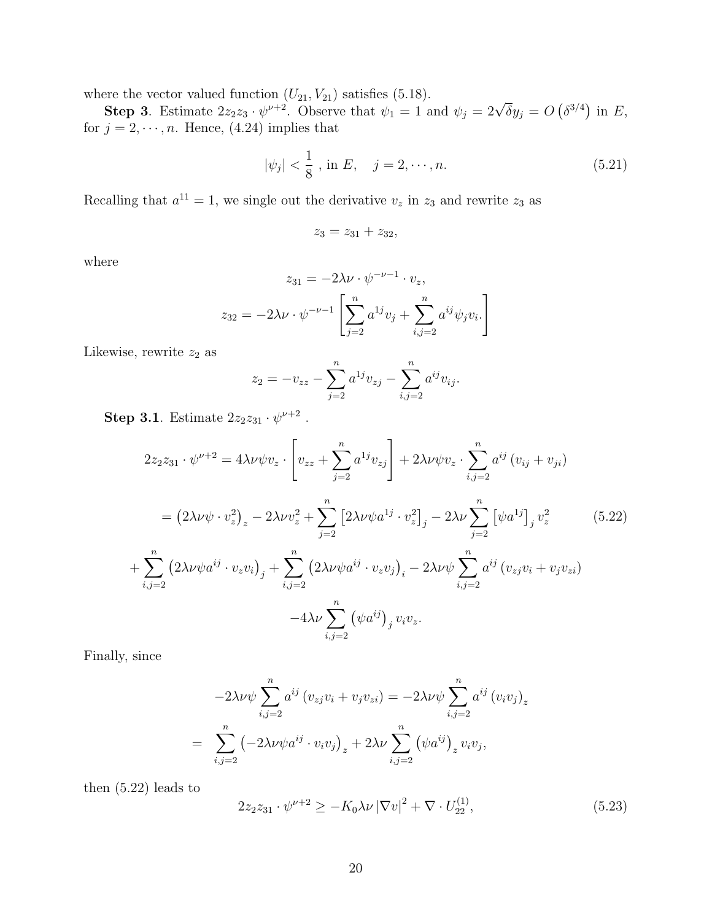where the vector valued function $(U_{21}, V_{21})$ satisfies (5.18).

**Step 3**. Estimate $2z_2z_3 \cdot \psi^{\nu+2}$. Observe that $\psi_1 = 1$ and $\psi_j = 2\sqrt{\delta}y_j = O\left(\delta^{3/4}\right)$ in $E$, for $j = 2, \cdots, n$. Hence, (4.24) implies that

$$|\psi_j| < \frac{1}{8} \text{ , in } E, \quad j = 2, \cdots, n. \tag{5.21}$$

Recalling that $a^{11} = 1$, we single out the derivative $v_z$ in $z_3$ and rewrite $z_3$ as

$$z_3 = z_{31} + z_{32},$$

where

$$z_{31} = -2\lambda\nu \cdot \psi^{-\nu-1} \cdot v_z,$$

$$z_{32} = -2\lambda\nu \cdot \psi^{-\nu-1}\left[\sum_{j=2}^{n} a^{1j}v_j + \sum_{i,j=2}^{n} a^{ij}\psi_j v_i.\right]$$

Likewise, rewrite $z_2$ as

$$z_2 = -v_{zz} - \sum_{j=2}^{n} a^{1j}v_{zj} - \sum_{i,j=2}^{n} a^{ij}v_{ij}.$$

**Step 3.1**. Estimate $2z_2z_{31} \cdot \psi^{\nu+2}$ .

$$2z_2z_{31} \cdot \psi^{\nu+2} = 4\lambda\nu\psi v_z \cdot \left[v_{zz} + \sum_{j=2}^{n} a^{1j}v_{zj}\right] + 2\lambda\nu\psi v_z \cdot \sum_{i,j=2}^{n} a^{ij}\left(v_{ij} + v_{ji}\right)$$

$$= \left(2\lambda\nu\psi \cdot v_z^2\right)_z - 2\lambda\nu v_z^2 + \sum_{j=2}^{n}\left[2\lambda\nu\psi a^{1j} \cdot v_z^2\right]_j - 2\lambda\nu\sum_{j=2}^{n}\left[\psi a^{1j}\right]_j v_z^2 \tag{5.22}$$

$$+\sum_{i,j=2}^{n}\left(2\lambda\nu\psi a^{ij} \cdot v_z v_i\right)_j + \sum_{i,j=2}^{n}\left(2\lambda\nu\psi a^{ij} \cdot v_z v_j\right)_i - 2\lambda\nu\psi\sum_{i,j=2}^{n} a^{ij}\left(v_{zj}v_i + v_j v_{zi}\right)$$

$$-4\lambda\nu\sum_{i,j=2}^{n}\left(\psi a^{ij}\right)_j v_i v_z.$$

Finally, since

$$-2\lambda\nu\psi\sum_{i,j=2}^{n} a^{ij}\left(v_{zj}v_i + v_j v_{zi}\right) = -2\lambda\nu\psi\sum_{i,j=2}^{n} a^{ij}\left(v_i v_j\right)_z$$

$$= \sum_{i,j=2}^{n}\left(-2\lambda\nu\psi a^{ij} \cdot v_i v_j\right)_z + 2\lambda\nu\sum_{i,j=2}^{n}\left(\psi a^{ij}\right)_z v_i v_j,$$

then (5.22) leads to

$$2z_2z_{31} \cdot \psi^{\nu+2} \geq -K_0\lambda\nu\left|\nabla v\right|^2 + \nabla \cdot U_{22}^{(1)}, \tag{5.23}$$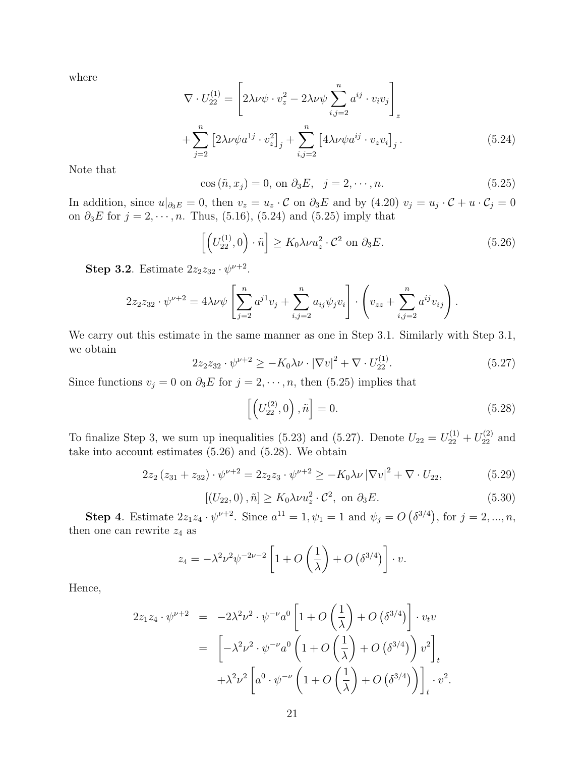where

$$\nabla \cdot U_{22}^{(1)} = \left[ 2\lambda\nu\psi \cdot v_z^2 - 2\lambda\nu\psi \sum_{i,j=2}^{n} a^{ij} \cdot v_i v_j \right]_z$$

$$+ \sum_{j=2}^{n} \left[ 2\lambda\nu\psi a^{1j} \cdot v_z^2 \right]_j + \sum_{i,j=2}^{n} \left[ 4\lambda\nu\psi a^{ij} \cdot v_z v_i \right]_j . \tag{5.24}$$

Note that

$$\cos(\tilde{n}, x_j) = 0, \text{ on } \partial_3 E, \quad j = 2, \cdots, n. \tag{5.25}$$

In addition, since $u|_{\partial_3 E} = 0$, then $v_z = u_z \cdot \mathcal{C}$ on $\partial_3 E$ and by (4.20) $v_j = u_j \cdot \mathcal{C} + u \cdot \mathcal{C}_j = 0$ on $\partial_3 E$ for $j = 2, \cdots, n$. Thus, (5.16), (5.24) and (5.25) imply that

$$\left[ \left( U_{22}^{(1)}, 0 \right) \cdot \tilde{n} \right] \geq K_0 \lambda\nu u_z^2 \cdot \mathcal{C}^2 \text{ on } \partial_3 E. \tag{5.26}$$

**Step 3.2**. Estimate $2z_2 z_{32} \cdot \psi^{\nu+2}$.

$$2z_2 z_{32} \cdot \psi^{\nu+2} = 4\lambda\nu\psi \left[ \sum_{j=2}^{n} a^{j1} v_j + \sum_{i,j=2}^{n} a_{ij} \psi_j v_i \right] \cdot \left( v_{zz} + \sum_{i,j=2}^{n} a^{ij} v_{ij} \right).$$

We carry out this estimate in the same manner as one in Step 3.1. Similarly with Step 3.1, we obtain

$$2z_2 z_{32} \cdot \psi^{\nu+2} \geq -K_0 \lambda\nu \cdot |\nabla v|^2 + \nabla \cdot U_{22}^{(1)}. \tag{5.27}$$

Since functions $v_j = 0$ on $\partial_3 E$ for $j = 2, \cdots, n$, then (5.25) implies that

$$\left[ \left( U_{22}^{(2)}, 0 \right), \tilde{n} \right] = 0. \tag{5.28}$$

To finalize Step 3, we sum up inequalities (5.23) and (5.27). Denote $U_{22} = U_{22}^{(1)} + U_{22}^{(2)}$ and take into account estimates (5.26) and (5.28). We obtain

$$2z_2 (z_{31} + z_{32}) \cdot \psi^{\nu+2} = 2z_2 z_3 \cdot \psi^{\nu+2} \geq -K_0 \lambda\nu |\nabla v|^2 + \nabla \cdot U_{22}, \tag{5.29}$$

$$[(U_{22}, 0), \tilde{n}] \geq K_0 \lambda\nu u_z^2 \cdot \mathcal{C}^2, \text{ on } \partial_3 E. \tag{5.30}$$

**Step 4**. Estimate $2z_1 z_4 \cdot \psi^{\nu+2}$. Since $a^{11} = 1, \psi_1 = 1$ and $\psi_j = O\left(\delta^{3/4}\right)$, for $j = 2, ..., n$, then one can rewrite $z_4$ as

$$z_4 = -\lambda^2 \nu^2 \psi^{-2\nu-2} \left[ 1 + O\left(\frac{1}{\lambda}\right) + O\left(\delta^{3/4}\right) \right] \cdot v.$$

Hence,

$$\begin{aligned} 2z_1 z_4 \cdot \psi^{\nu+2} &= -2\lambda^2 \nu^2 \cdot \psi^{-\nu} a^0 \left[ 1 + O\left(\frac{1}{\lambda}\right) + O\left(\delta^{3/4}\right) \right] \cdot v_t v \\ &= \left[ -\lambda^2 \nu^2 \cdot \psi^{-\nu} a^0 \left( 1 + O\left(\frac{1}{\lambda}\right) + O\left(\delta^{3/4}\right) \right) v^2 \right]_t \\ &\quad + \lambda^2 \nu^2 \left[ a^0 \cdot \psi^{-\nu} \left( 1 + O\left(\frac{1}{\lambda}\right) + O\left(\delta^{3/4}\right) \right) \right]_t \cdot v^2. \end{aligned}$$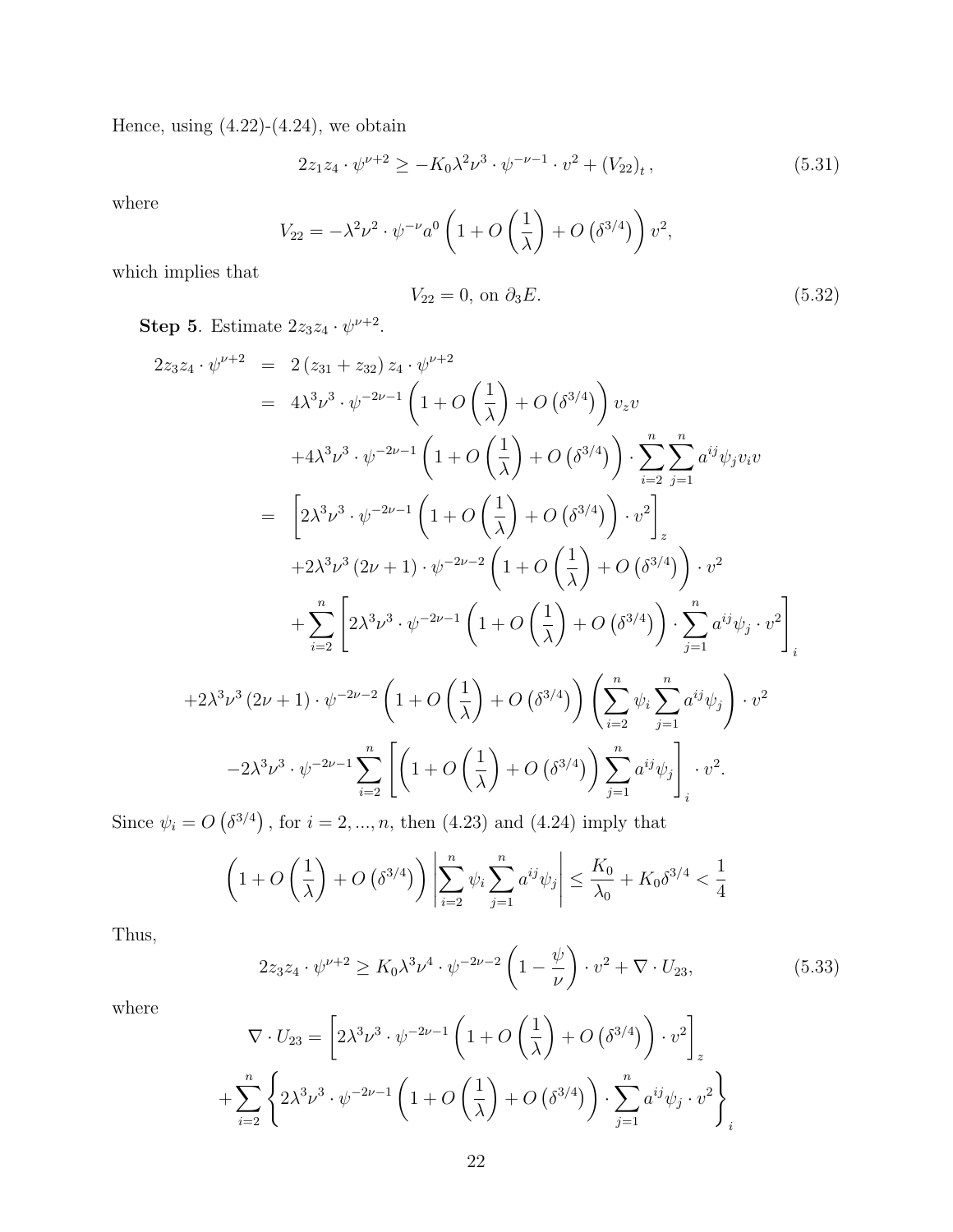Hence, using (4.22)-(4.24), we obtain

$$2z_1z_4 \cdot \psi^{\nu+2} \geq -K_0\lambda^2\nu^3 \cdot \psi^{-\nu-1} \cdot v^2 + (V_{22})_t\,, \tag{5.31}$$

where

$$V_{22} = -\lambda^2\nu^2 \cdot \psi^{-\nu} a^0 \left(1 + O\left(\frac{1}{\lambda}\right) + O\left(\delta^{3/4}\right)\right) v^2,$$

which implies that

$$V_{22} = 0, \text{ on } \partial_3 E. \tag{5.32}$$

**Step 5**. Estimate $2z_3z_4 \cdot \psi^{\nu+2}$.

$$\begin{aligned}
2z_3z_4 \cdot \psi^{\nu+2} &= 2\left(z_{31} + z_{32}\right) z_4 \cdot \psi^{\nu+2} \\
&= 4\lambda^3\nu^3 \cdot \psi^{-2\nu-1}\left(1 + O\left(\frac{1}{\lambda}\right) + O\left(\delta^{3/4}\right)\right) v_z v \\
&\quad + 4\lambda^3\nu^3 \cdot \psi^{-2\nu-1}\left(1 + O\left(\frac{1}{\lambda}\right) + O\left(\delta^{3/4}\right)\right) \cdot \sum_{i=2}^{n}\sum_{j=1}^{n} a^{ij}\psi_j v_i v \\
&= \left[2\lambda^3\nu^3 \cdot \psi^{-2\nu-1}\left(1 + O\left(\frac{1}{\lambda}\right) + O\left(\delta^{3/4}\right)\right) \cdot v^2\right]_z \\
&\quad + 2\lambda^3\nu^3\left(2\nu+1\right) \cdot \psi^{-2\nu-2}\left(1 + O\left(\frac{1}{\lambda}\right) + O\left(\delta^{3/4}\right)\right) \cdot v^2 \\
&\quad + \sum_{i=2}^{n}\left[2\lambda^3\nu^3 \cdot \psi^{-2\nu-1}\left(1 + O\left(\frac{1}{\lambda}\right) + O\left(\delta^{3/4}\right)\right) \cdot \sum_{j=1}^{n} a^{ij}\psi_j \cdot v^2\right]_i \\
&\quad + 2\lambda^3\nu^3\left(2\nu+1\right) \cdot \psi^{-2\nu-2}\left(1 + O\left(\frac{1}{\lambda}\right) + O\left(\delta^{3/4}\right)\right)\left(\sum_{i=2}^{n}\psi_i\sum_{j=1}^{n} a^{ij}\psi_j\right) \cdot v^2 \\
&\quad - 2\lambda^3\nu^3 \cdot \psi^{-2\nu-1}\sum_{i=2}^{n}\left[\left(1 + O\left(\frac{1}{\lambda}\right) + O\left(\delta^{3/4}\right)\right)\sum_{j=1}^{n} a^{ij}\psi_j\right]_i \cdot v^2.
\end{aligned}$$

Since $\psi_i = O\left(\delta^{3/4}\right)$, for $i = 2, ..., n$, then (4.23) and (4.24) imply that

$$\left(1 + O\left(\frac{1}{\lambda}\right) + O\left(\delta^{3/4}\right)\right)\left|\sum_{i=2}^{n}\psi_i\sum_{j=1}^{n} a^{ij}\psi_j\right| \leq \frac{K_0}{\lambda_0} + K_0\delta^{3/4} < \frac{1}{4}$$

Thus,

$$2z_3z_4 \cdot \psi^{\nu+2} \geq K_0\lambda^3\nu^4 \cdot \psi^{-2\nu-2}\left(1 - \frac{\psi}{\nu}\right) \cdot v^2 + \nabla \cdot U_{23}, \tag{5.33}$$

where

$$\nabla \cdot U_{23} = \left[2\lambda^3\nu^3 \cdot \psi^{-2\nu-1}\left(1 + O\left(\frac{1}{\lambda}\right) + O\left(\delta^{3/4}\right)\right) \cdot v^2\right]_z$$
$$+ \sum_{i=2}^{n}\left\{2\lambda^3\nu^3 \cdot \psi^{-2\nu-1}\left(1 + O\left(\frac{1}{\lambda}\right) + O\left(\delta^{3/4}\right)\right) \cdot \sum_{j=1}^{n} a^{ij}\psi_j \cdot v^2\right\}_i$$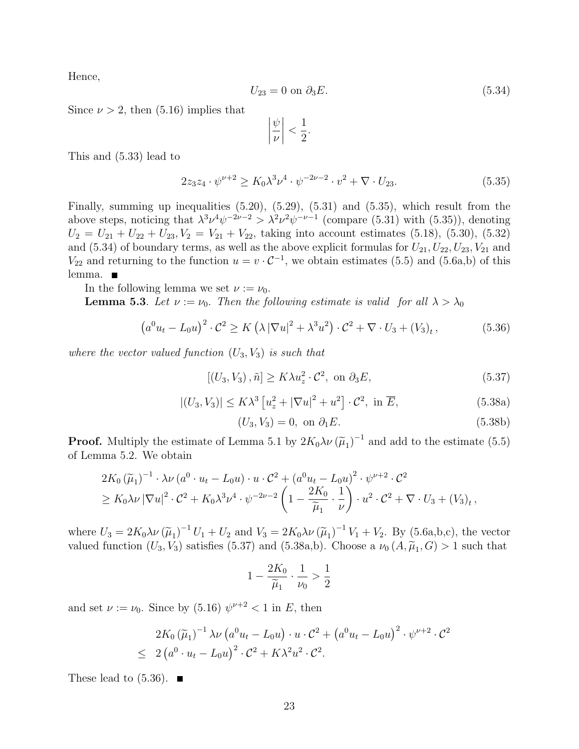Hence,

$$U_{23} = 0 \text{ on } \partial_3 E. \tag{5.34}$$

Since $\nu > 2$, then (5.16) implies that

$$\left|\frac{\psi}{\nu}\right| < \frac{1}{2}.$$

This and (5.33) lead to

$$2z_3 z_4 \cdot \psi^{\nu+2} \geq K_0 \lambda^3 \nu^4 \cdot \psi^{-2\nu-2} \cdot v^2 + \nabla \cdot U_{23}. \tag{5.35}$$

Finally, summing up inequalities (5.20), (5.29), (5.31) and (5.35), which result from the above steps, noticing that $\lambda^3\nu^4\psi^{-2\nu-2} > \lambda^2\nu^2\psi^{-\nu-1}$ (compare (5.31) with (5.35)), denoting $U_2 = U_{21} + U_{22} + U_{23}, V_2 = V_{21} + V_{22}$, taking into account estimates (5.18), (5.30), (5.32) and (5.34) of boundary terms, as well as the above explicit formulas for $U_{21}, U_{22}, U_{23}, V_{21}$ and $V_{22}$ and returning to the function $u = v \cdot \mathcal{C}^{-1}$, we obtain estimates (5.5) and (5.6a,b) of this lemma. ■

In the following lemma we set $\nu := \nu_0$.

**Lemma 5.3**. *Let $\nu := \nu_0$. Then the following estimate is valid for all $\lambda > \lambda_0$*

$$\left(a^0 u_t - L_0 u\right)^2 \cdot \mathcal{C}^2 \geq K\left(\lambda\left|\nabla u\right|^2 + \lambda^3 u^2\right) \cdot \mathcal{C}^2 + \nabla \cdot U_3 + \left(V_3\right)_t, \tag{5.36}$$

*where the vector valued function $(U_3, V_3)$ is such that*

$$\left[(U_3, V_3), \tilde{n}\right] \geq K\lambda u_z^2 \cdot \mathcal{C}^2, \text{ on } \partial_3 E, \tag{5.37}$$

$$\left|(U_3, V_3)\right| \leq K\lambda^3\left[u_z^2 + \left|\nabla u\right|^2 + u^2\right] \cdot \mathcal{C}^2, \text{ in } \overline{E}, \tag{5.38a}$$

$$(U_3, V_3) = 0, \text{ on } \partial_1 E. \tag{5.38b}$$

**Proof.** Multiply the estimate of Lemma 5.1 by $2K_0\lambda\nu\left(\widetilde{\mu}_1\right)^{-1}$ and add to the estimate (5.5) of Lemma 5.2. We obtain

$$\begin{aligned}
&2K_0\left(\widetilde{\mu}_1\right)^{-1} \cdot \lambda\nu\left(a^0 \cdot u_t - L_0 u\right) \cdot u \cdot \mathcal{C}^2 + \left(a^0 u_t - L_0 u\right)^2 \cdot \psi^{\nu+2} \cdot \mathcal{C}^2 \\
&\geq K_0\lambda\nu\left|\nabla u\right|^2 \cdot \mathcal{C}^2 + K_0\lambda^3\nu^4 \cdot \psi^{-2\nu-2}\left(1 - \frac{2K_0}{\widetilde{\mu}_1} \cdot \frac{1}{\nu}\right) \cdot u^2 \cdot \mathcal{C}^2 + \nabla \cdot U_3 + \left(V_3\right)_t,
\end{aligned}$$

where $U_3 = 2K_0\lambda\nu\left(\widetilde{\mu}_1\right)^{-1} U_1 + U_2$ and $V_3 = 2K_0\lambda\nu\left(\widetilde{\mu}_1\right)^{-1} V_1 + V_2$. By (5.6a,b,c), the vector valued function $(U_3, V_3)$ satisfies (5.37) and (5.38a,b). Choose a $\nu_0\left(A, \widetilde{\mu}_1, G\right) > 1$ such that

$$1 - \frac{2K_0}{\widetilde{\mu}_1} \cdot \frac{1}{\nu_0} > \frac{1}{2}$$

and set $\nu := \nu_0$. Since by (5.16) $\psi^{\nu+2} < 1$ in $E$, then

$$\begin{aligned}
&2K_0\left(\widetilde{\mu}_1\right)^{-1}\lambda\nu\left(a^0 u_t - L_0 u\right) \cdot u \cdot \mathcal{C}^2 + \left(a^0 u_t - L_0 u\right)^2 \cdot \psi^{\nu+2} \cdot \mathcal{C}^2 \\
\leq\ &2\left(a^0 \cdot u_t - L_0 u\right)^2 \cdot \mathcal{C}^2 + K\lambda^2 u^2 \cdot \mathcal{C}^2.
\end{aligned}$$

These lead to (5.36). ■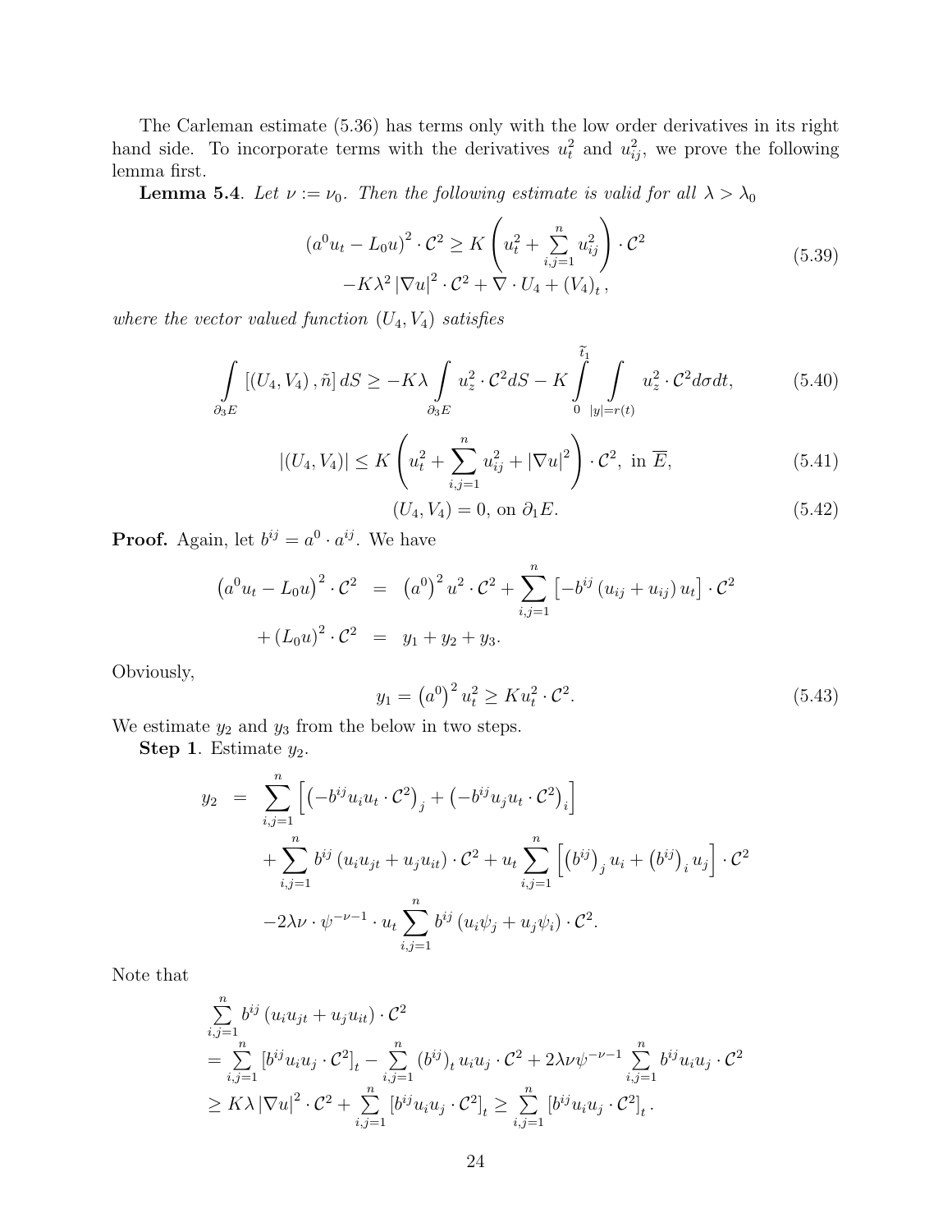The Carleman estimate (5.36) has terms only with the low order derivatives in its right hand side. To incorporate terms with the derivatives $u_t^2$ and $u_{ij}^2$, we prove the following lemma first.

**Lemma 5.4**. *Let $\nu := \nu_0$. Then the following estimate is valid for all $\lambda > \lambda_0$*

$$
\begin{aligned}
\left(a^0 u_t - L_0 u\right)^2 \cdot \mathcal{C}^2 \geq K \left( u_t^2 + \sum_{i,j=1}^n u_{ij}^2 \right) \cdot \mathcal{C}^2 \\
- K\lambda^2 \left|\nabla u\right|^2 \cdot \mathcal{C}^2 + \nabla \cdot U_4 + \left(V_4\right)_t,
\end{aligned} \tag{5.39}
$$

*where the vector valued function $(U_4, V_4)$ satisfies*

$$
\int_{\partial_3 E} \left[ \left(U_4, V_4\right), \tilde{n} \right] dS \geq -K\lambda \int_{\partial_3 E} u_z^2 \cdot \mathcal{C}^2 dS - K \int_0^{\tilde{t}_1} \int_{|y|=r(t)} u_z^2 \cdot \mathcal{C}^2 d\sigma dt, \tag{5.40}
$$

$$
\left|\left(U_4, V_4\right)\right| \leq K \left( u_t^2 + \sum_{i,j=1}^n u_{ij}^2 + \left|\nabla u\right|^2 \right) \cdot \mathcal{C}^2, \text{ in } \overline{E}, \tag{5.41}
$$

$$
\left(U_4, V_4\right) = 0, \text{ on } \partial_1 E. \tag{5.42}
$$

**Proof.** Again, let $b^{ij} = a^0 \cdot a^{ij}$. We have

$$
\begin{aligned}
\left(a^0 u_t - L_0 u\right)^2 \cdot \mathcal{C}^2 &= \left(a^0\right)^2 u^2 \cdot \mathcal{C}^2 + \sum_{i,j=1}^n \left[ -b^{ij} \left(u_{ij} + u_{ij}\right) u_t \right] \cdot \mathcal{C}^2 \\
+ \left(L_0 u\right)^2 \cdot \mathcal{C}^2 &= y_1 + y_2 + y_3.
\end{aligned}
$$

Obviously,

$$
y_1 = \left(a^0\right)^2 u_t^2 \geq K u_t^2 \cdot \mathcal{C}^2. \tag{5.43}
$$

We estimate $y_2$ and $y_3$ from the below in two steps.

**Step 1**. Estimate $y_2$.

$$
\begin{aligned}
y_2 &= \sum_{i,j=1}^n \left[ \left(-b^{ij} u_i u_t \cdot \mathcal{C}^2\right)_j + \left(-b^{ij} u_j u_t \cdot \mathcal{C}^2\right)_i \right] \\
&\quad + \sum_{i,j=1}^n b^{ij} \left(u_i u_{jt} + u_j u_{it}\right) \cdot \mathcal{C}^2 + u_t \sum_{i,j=1}^n \left[ \left(b^{ij}\right)_j u_i + \left(b^{ij}\right)_i u_j \right] \cdot \mathcal{C}^2 \\
&\quad - 2\lambda\nu \cdot \psi^{-\nu-1} \cdot u_t \sum_{i,j=1}^n b^{ij} \left(u_i \psi_j + u_j \psi_i\right) \cdot \mathcal{C}^2.
\end{aligned}
$$

Note that

$$
\begin{aligned}
&\sum_{i,j=1}^n b^{ij} \left(u_i u_{jt} + u_j u_{it}\right) \cdot \mathcal{C}^2 \\
&= \sum_{i,j=1}^n \left[ b^{ij} u_i u_j \cdot \mathcal{C}^2 \right]_t - \sum_{i,j=1}^n \left(b^{ij}\right)_t u_i u_j \cdot \mathcal{C}^2 + 2\lambda\nu\psi^{-\nu-1} \sum_{i,j=1}^n b^{ij} u_i u_j \cdot \mathcal{C}^2 \\
&\geq K\lambda \left|\nabla u\right|^2 \cdot \mathcal{C}^2 + \sum_{i,j=1}^n \left[ b^{ij} u_i u_j \cdot \mathcal{C}^2 \right]_t \geq \sum_{i,j=1}^n \left[ b^{ij} u_i u_j \cdot \mathcal{C}^2 \right]_t.
\end{aligned}
$$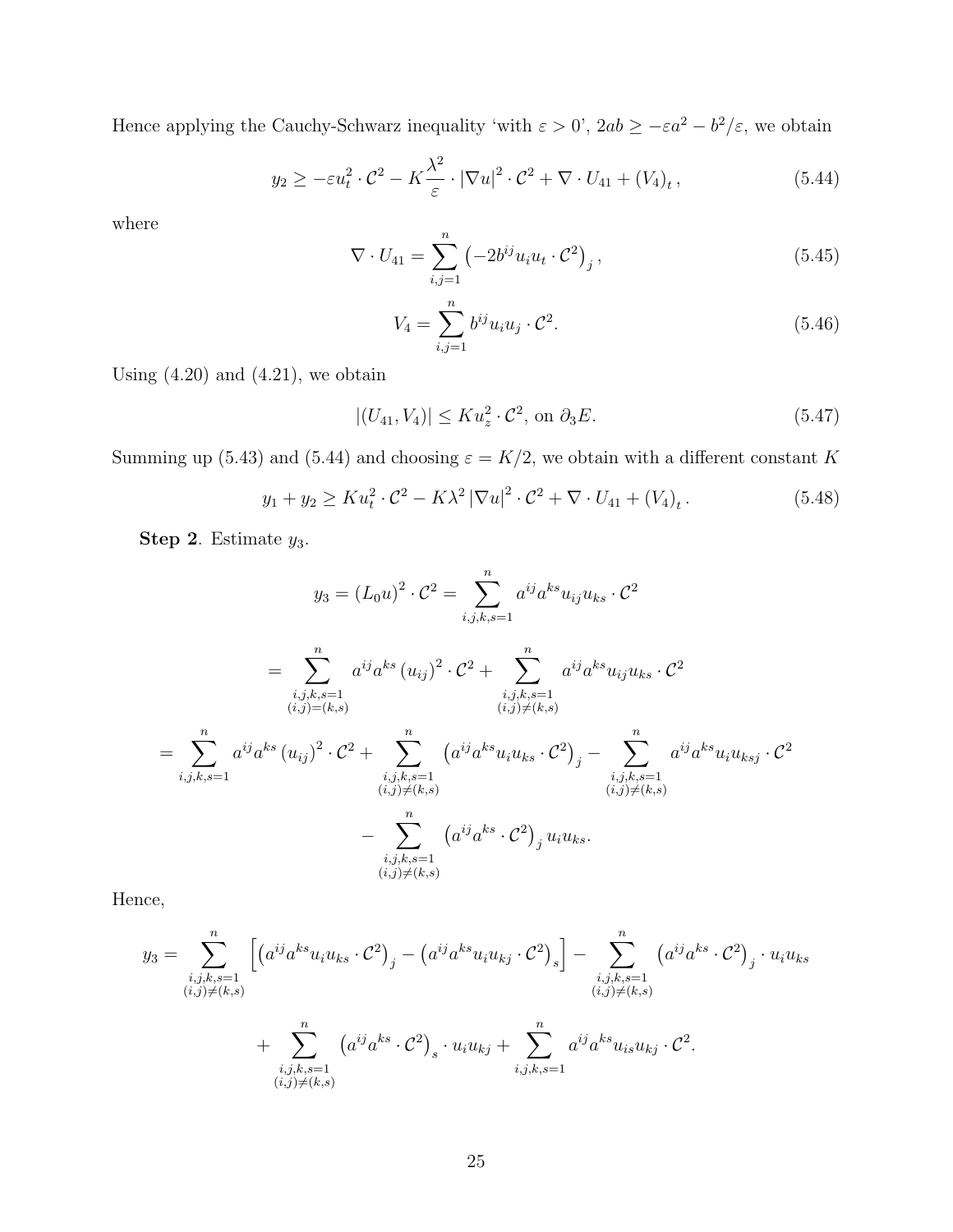Hence applying the Cauchy-Schwarz inequality 'with $\varepsilon > 0$', $2ab \geq -\varepsilon a^2 - b^2/\varepsilon$, we obtain

$$y_2 \geq -\varepsilon u_t^2 \cdot \mathcal{C}^2 - K\frac{\lambda^2}{\varepsilon} \cdot |\nabla u|^2 \cdot \mathcal{C}^2 + \nabla \cdot U_{41} + (V_4)_t\,, \tag{5.44}$$

where

$$\nabla \cdot U_{41} = \sum_{i,j=1}^{n} \left(-2b^{ij}u_i u_t \cdot \mathcal{C}^2\right)_j, \tag{5.45}$$

$$V_4 = \sum_{i,j=1}^{n} b^{ij}u_i u_j \cdot \mathcal{C}^2. \tag{5.46}$$

Using (4.20) and (4.21), we obtain

$$|(U_{41}, V_4)| \leq K u_z^2 \cdot \mathcal{C}^2, \text{ on } \partial_3 E. \tag{5.47}$$

Summing up (5.43) and (5.44) and choosing $\varepsilon = K/2$, we obtain with a different constant $K$

$$y_1 + y_2 \geq K u_t^2 \cdot \mathcal{C}^2 - K\lambda^2 |\nabla u|^2 \cdot \mathcal{C}^2 + \nabla \cdot U_{41} + (V_4)_t\,. \tag{5.48}$$

**Step 2**. Estimate $y_3$.

$$y_3 = (L_0 u)^2 \cdot \mathcal{C}^2 = \sum_{i,j,k,s=1}^{n} a^{ij}a^{ks}u_{ij}u_{ks} \cdot \mathcal{C}^2$$

$$= \sum_{\substack{i,j,k,s=1 \\ (i,j)=(k,s)}}^{n} a^{ij}a^{ks}\left(u_{ij}\right)^2 \cdot \mathcal{C}^2 + \sum_{\substack{i,j,k,s=1 \\ (i,j)\neq(k,s)}}^{n} a^{ij}a^{ks}u_{ij}u_{ks} \cdot \mathcal{C}^2$$

$$= \sum_{i,j,k,s=1}^{n} a^{ij}a^{ks}\left(u_{ij}\right)^2 \cdot \mathcal{C}^2 + \sum_{\substack{i,j,k,s=1 \\ (i,j)\neq(k,s)}}^{n} \left(a^{ij}a^{ks}u_i u_{ks} \cdot \mathcal{C}^2\right)_j - \sum_{\substack{i,j,k,s=1 \\ (i,j)\neq(k,s)}}^{n} a^{ij}a^{ks}u_i u_{ksj} \cdot \mathcal{C}^2$$

$$- \sum_{\substack{i,j,k,s=1 \\ (i,j)\neq(k,s)}}^{n} \left(a^{ij}a^{ks} \cdot \mathcal{C}^2\right)_j u_i u_{ks}.$$

Hence,

$$y_3 = \sum_{\substack{i,j,k,s=1 \\ (i,j)\neq(k,s)}}^{n} \left[\left(a^{ij}a^{ks}u_i u_{ks} \cdot \mathcal{C}^2\right)_j - \left(a^{ij}a^{ks}u_i u_{kj} \cdot \mathcal{C}^2\right)_s\right] - \sum_{\substack{i,j,k,s=1 \\ (i,j)\neq(k,s)}}^{n} \left(a^{ij}a^{ks} \cdot \mathcal{C}^2\right)_j \cdot u_i u_{ks}$$

$$+ \sum_{\substack{i,j,k,s=1 \\ (i,j)\neq(k,s)}}^{n} \left(a^{ij}a^{ks} \cdot \mathcal{C}^2\right)_s \cdot u_i u_{kj} + \sum_{i,j,k,s=1}^{n} a^{ij}a^{ks}u_{is}u_{kj} \cdot \mathcal{C}^2.$$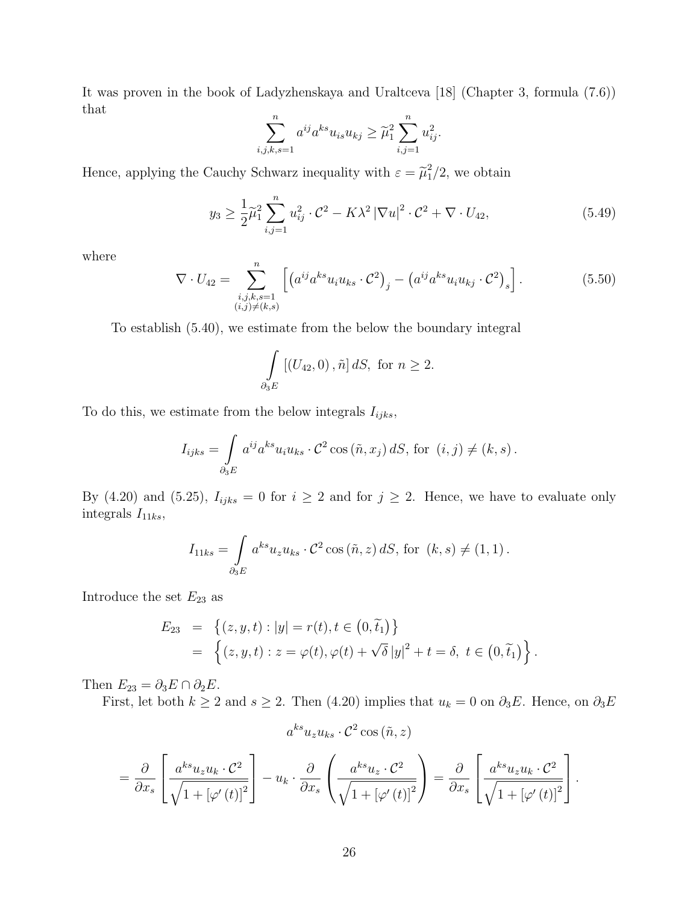It was proven in the book of Ladyzhenskaya and Uraltceva [18] (Chapter 3, formula (7.6)) that

$$\sum_{i,j,k,s=1}^{n} a^{ij}a^{ks}u_{is}u_{kj} \geq \widetilde{\mu}_1^2 \sum_{i,j=1}^{n} u_{ij}^2.$$

Hence, applying the Cauchy Schwarz inequality with $\varepsilon = \widetilde{\mu}_1^2/2$, we obtain

$$y_3 \geq \frac{1}{2}\widetilde{\mu}_1^2 \sum_{i,j=1}^{n} u_{ij}^2 \cdot \mathcal{C}^2 - K\lambda^2 \left|\nabla u\right|^2 \cdot \mathcal{C}^2 + \nabla \cdot U_{42}, \tag{5.49}$$

where

$$\nabla \cdot U_{42} = \sum_{\substack{i,j,k,s=1 \\ (i,j)\neq(k,s)}}^{n} \left[ \left(a^{ij}a^{ks}u_i u_{ks} \cdot \mathcal{C}^2\right)_j - \left(a^{ij}a^{ks}u_i u_{kj} \cdot \mathcal{C}^2\right)_s \right]. \tag{5.50}$$

To establish (5.40), we estimate from the below the boundary integral

$$\int\limits_{\partial_3 E} \left[(U_{42}, 0), \tilde{n}\right] dS, \text{ for } n \geq 2.$$

To do this, we estimate from the below integrals $I_{ijks}$,

$$I_{ijks} = \int\limits_{\partial_3 E} a^{ij}a^{ks}u_i u_{ks} \cdot \mathcal{C}^2 \cos\left(\tilde{n}, x_j\right) dS, \text{ for } (i,j) \neq (k,s).$$

By (4.20) and (5.25), $I_{ijks} = 0$ for $i \geq 2$ and for $j \geq 2$. Hence, we have to evaluate only integrals $I_{11ks}$,

$$I_{11ks} = \int\limits_{\partial_3 E} a^{ks}u_z u_{ks} \cdot \mathcal{C}^2 \cos\left(\tilde{n}, z\right) dS, \text{ for } (k,s) \neq (1,1).$$

Introduce the set $E_{23}$ as

$$\begin{aligned} E_{23} &= \left\{(z,y,t) : |y| = r(t), t \in \left(0, \widetilde{t}_1\right)\right\} \\ &= \left\{(z,y,t) : z = \varphi(t), \varphi(t) + \sqrt{\delta}\left|y\right|^2 + t = \delta, \ t \in \left(0, \widetilde{t}_1\right)\right\}. \end{aligned}$$

Then $E_{23} = \partial_3 E \cap \partial_2 E$.

First, let both $k \geq 2$ and $s \geq 2$. Then (4.20) implies that $u_k = 0$ on $\partial_3 E$. Hence, on $\partial_3 E$

$$a^{ks}u_z u_{ks} \cdot \mathcal{C}^2 \cos\left(\tilde{n}, z\right)$$

$$= \frac{\partial}{\partial x_s}\left[\frac{a^{ks}u_z u_k \cdot \mathcal{C}^2}{\sqrt{1 + \left[\varphi'\left(t\right)\right]^2}}\right] - u_k \cdot \frac{\partial}{\partial x_s}\left(\frac{a^{ks}u_z \cdot \mathcal{C}^2}{\sqrt{1 + \left[\varphi'\left(t\right)\right]^2}}\right) = \frac{\partial}{\partial x_s}\left[\frac{a^{ks}u_z u_k \cdot \mathcal{C}^2}{\sqrt{1 + \left[\varphi'\left(t\right)\right]^2}}\right].$$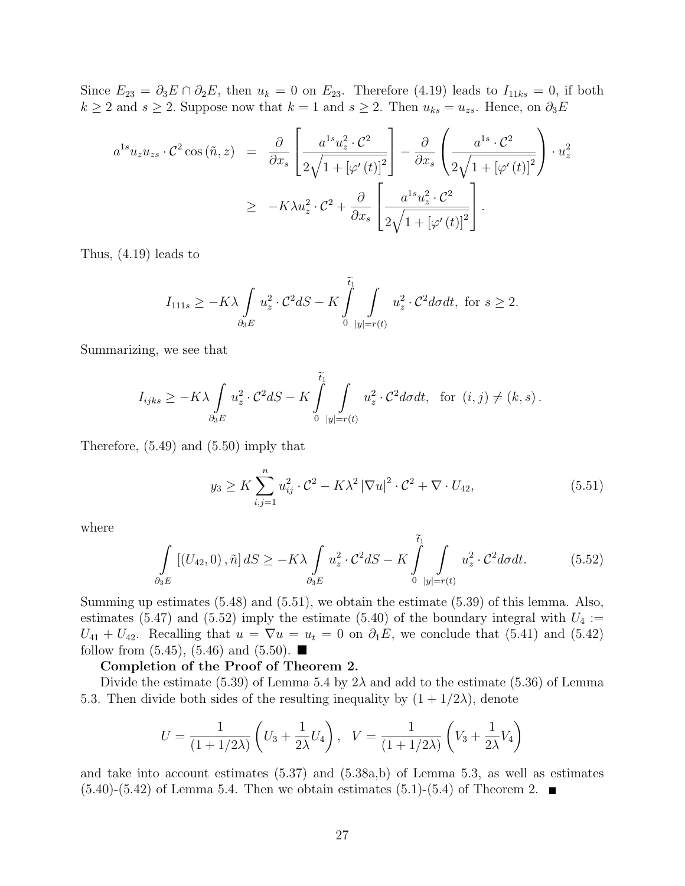Since $E_{23} = \partial_3 E \cap \partial_2 E$, then $u_k = 0$ on $E_{23}$. Therefore (4.19) leads to $I_{11ks} = 0$, if both $k \geq 2$ and $s \geq 2$. Suppose now that $k = 1$ and $s \geq 2$. Then $u_{ks} = u_{zs}$. Hence, on $\partial_3 E$

$$
\begin{aligned}
a^{1s} u_z u_{zs} \cdot \mathcal{C}^2 \cos(\tilde{n}, z) &= \frac{\partial}{\partial x_s}\left[\frac{a^{1s} u_z^2 \cdot \mathcal{C}^2}{2\sqrt{1+\left[\varphi'(t)\right]^2}}\right] - \frac{\partial}{\partial x_s}\left(\frac{a^{1s} \cdot \mathcal{C}^2}{2\sqrt{1+\left[\varphi'(t)\right]^2}}\right) \cdot u_z^2 \\
&\geq -K\lambda u_z^2 \cdot \mathcal{C}^2 + \frac{\partial}{\partial x_s}\left[\frac{a^{1s} u_z^2 \cdot \mathcal{C}^2}{2\sqrt{1+\left[\varphi'(t)\right]^2}}\right].
\end{aligned}
$$

Thus, (4.19) leads to

$$
I_{111s} \geq -K\lambda \int\limits_{\partial_3 E} u_z^2 \cdot \mathcal{C}^2 dS - K \int\limits_0^{\widetilde{t}_1} \int\limits_{|y|=r(t)} u_z^2 \cdot \mathcal{C}^2 d\sigma dt, \text{ for } s \geq 2.
$$

Summarizing, we see that

$$
I_{ijks} \geq -K\lambda \int\limits_{\partial_3 E} u_z^2 \cdot \mathcal{C}^2 dS - K \int\limits_0^{\widetilde{t}_1} \int\limits_{|y|=r(t)} u_z^2 \cdot \mathcal{C}^2 d\sigma dt, \quad \text{for } (i,j) \neq (k,s).
$$

Therefore, (5.49) and (5.50) imply that

$$
y_3 \geq K \sum_{i,j=1}^{n} u_{ij}^2 \cdot \mathcal{C}^2 - K\lambda^2 \left|\nabla u\right|^2 \cdot \mathcal{C}^2 + \nabla \cdot U_{42}, \tag{5.51}
$$

where

$$
\int\limits_{\partial_3 E} \left[(U_{42}, 0), \tilde{n}\right] dS \geq -K\lambda \int\limits_{\partial_3 E} u_z^2 \cdot \mathcal{C}^2 dS - K \int\limits_0^{\widetilde{t}_1} \int\limits_{|y|=r(t)} u_z^2 \cdot \mathcal{C}^2 d\sigma dt. \tag{5.52}
$$

Summing up estimates (5.48) and (5.51), we obtain the estimate (5.39) of this lemma. Also, estimates (5.47) and (5.52) imply the estimate (5.40) of the boundary integral with $U_4 := U_{41} + U_{42}$. Recalling that $u = \nabla u = u_t = 0$ on $\partial_1 E$, we conclude that (5.41) and (5.42) follow from (5.45), (5.46) and (5.50). ■

**Completion of the Proof of Theorem 2.**

Divide the estimate (5.39) of Lemma 5.4 by $2\lambda$ and add to the estimate (5.36) of Lemma 5.3. Then divide both sides of the resulting inequality by $(1 + 1/2\lambda)$, denote

$$
U = \frac{1}{(1+1/2\lambda)}\left(U_3 + \frac{1}{2\lambda} U_4\right), \quad V = \frac{1}{(1+1/2\lambda)}\left(V_3 + \frac{1}{2\lambda} V_4\right)
$$

and take into account estimates (5.37) and (5.38a,b) of Lemma 5.3, as well as estimates (5.40)-(5.42) of Lemma 5.4. Then we obtain estimates (5.1)-(5.4) of Theorem 2. ■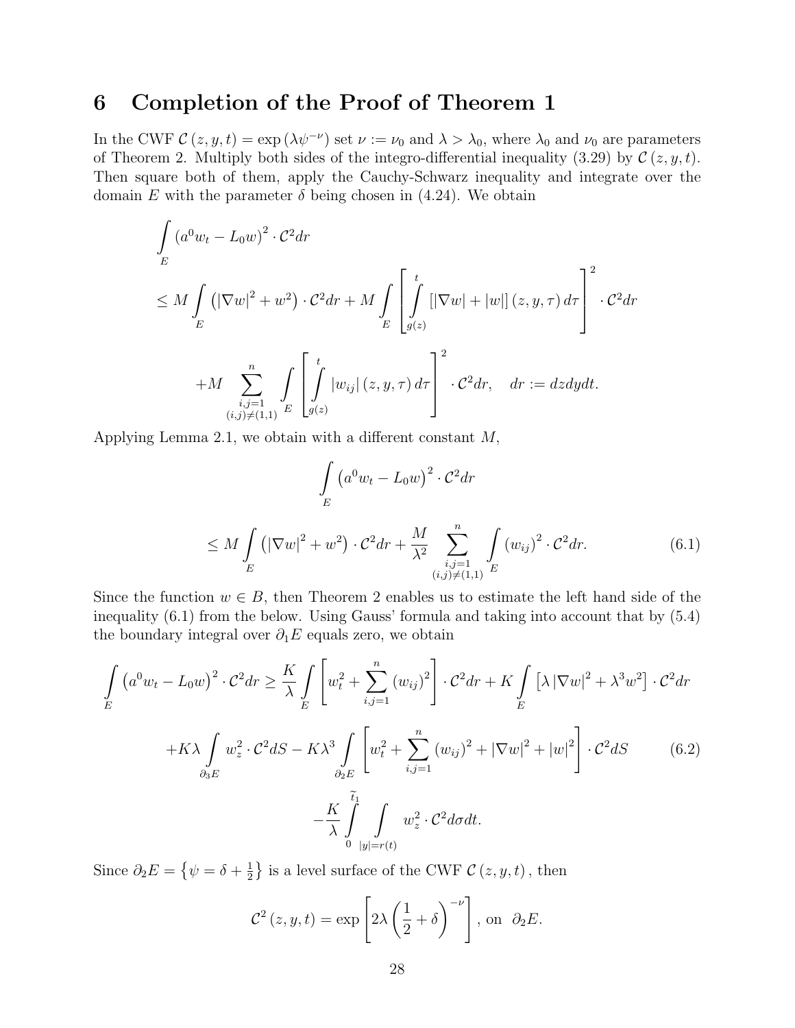## 6 Completion of the Proof of Theorem 1

In the CWF $\mathcal{C}(z,y,t) = \exp(\lambda\psi^{-\nu})$ set $\nu := \nu_0$ and $\lambda > \lambda_0$, where $\lambda_0$ and $\nu_0$ are parameters of Theorem 2. Multiply both sides of the integro-differential inequality (3.29) by $\mathcal{C}(z,y,t)$. Then square both of them, apply the Cauchy-Schwarz inequality and integrate over the domain $E$ with the parameter $\delta$ being chosen in (4.24). We obtain

$$
\begin{aligned}
&\int\limits_E \left(a^0 w_t - L_0 w\right)^2 \cdot \mathcal{C}^2 dr \\
&\le M \int\limits_E \left(|\nabla w|^2 + w^2\right) \cdot \mathcal{C}^2 dr + M \int\limits_E \left[\int\limits_{g(z)}^{t} \left[|\nabla w| + |w|\right](z,y,\tau)\, d\tau\right]^2 \cdot \mathcal{C}^2 dr \\
&\quad + M \sum_{\substack{i,j=1 \\ (i,j)\neq(1,1)}}^{n} \int\limits_E \left[\int\limits_{g(z)}^{t} |w_{ij}|(z,y,\tau)\, d\tau\right]^2 \cdot \mathcal{C}^2 dr, \quad dr := dzdydt.
\end{aligned}
$$

Applying Lemma 2.1, we obtain with a different constant $M$,

$$
\begin{aligned}
&\int\limits_E \left(a^0 w_t - L_0 w\right)^2 \cdot \mathcal{C}^2 dr \\
&\le M \int\limits_E \left(|\nabla w|^2 + w^2\right) \cdot \mathcal{C}^2 dr + \frac{M}{\lambda^2} \sum_{\substack{i,j=1 \\ (i,j)\neq(1,1)}}^{n} \int\limits_E (w_{ij})^2 \cdot \mathcal{C}^2 dr. \qquad (6.1)
\end{aligned}
$$

Since the function $w \in B$, then Theorem 2 enables us to estimate the left hand side of the inequality (6.1) from the below. Using Gauss' formula and taking into account that by (5.4) the boundary integral over $\partial_1 E$ equals zero, we obtain

$$
\begin{aligned}
\int\limits_E \left(a^0 w_t - L_0 w\right)^2 \cdot \mathcal{C}^2 dr &\ge \frac{K}{\lambda} \int\limits_E \left[w_t^2 + \sum_{i,j=1}^{n} (w_{ij})^2\right] \cdot \mathcal{C}^2 dr + K \int\limits_E \left[\lambda |\nabla w|^2 + \lambda^3 w^2\right] \cdot \mathcal{C}^2 dr \\
&+ K\lambda \int\limits_{\partial_3 E} w_z^2 \cdot \mathcal{C}^2 dS - K\lambda^3 \int\limits_{\partial_2 E} \left[w_t^2 + \sum_{i,j=1}^{n} (w_{ij})^2 + |\nabla w|^2 + |w|^2\right] \cdot \mathcal{C}^2 dS \qquad (6.2) \\
&- \frac{K}{\lambda} \int\limits_0^{\widetilde{t}_1} \int\limits_{|y|=r(t)} w_z^2 \cdot \mathcal{C}^2 d\sigma dt.
\end{aligned}
$$

Since $\partial_2 E = \left\{\psi = \delta + \frac{1}{2}\right\}$ is a level surface of the CWF $\mathcal{C}(z,y,t)$, then

$$
\mathcal{C}^2(z,y,t) = \exp\left[2\lambda \left(\frac{1}{2} + \delta\right)^{-\nu}\right], \text{ on } \partial_2 E.
$$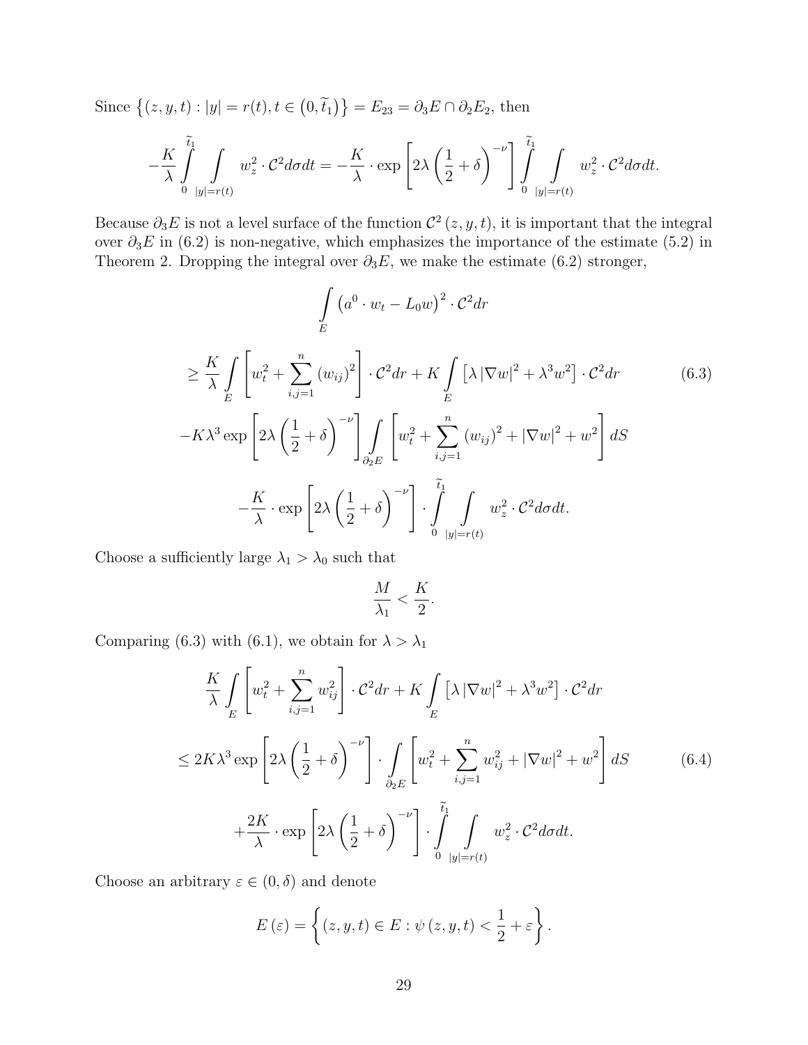Since $\left\{(z,y,t) : |y| = r(t), t \in \left(0, \widetilde{t}_1\right)\right\} = E_{23} = \partial_3 E \cap \partial_2 E_2$, then

$$
-\frac{K}{\lambda} \int\limits_0^{\widetilde{t}_1} \int\limits_{|y|=r(t)} w_z^2 \cdot \mathcal{C}^2 d\sigma dt = -\frac{K}{\lambda} \cdot \exp\left[2\lambda \left(\frac{1}{2} + \delta\right)^{-\nu}\right] \int\limits_0^{\widetilde{t}_1} \int\limits_{|y|=r(t)} w_z^2 \cdot \mathcal{C}^2 d\sigma dt.
$$

Because $\partial_3 E$ is not a level surface of the function $\mathcal{C}^2(z,y,t)$, it is important that the integral over $\partial_3 E$ in (6.2) is non-negative, which emphasizes the importance of the estimate (5.2) in Theorem 2. Dropping the integral over $\partial_3 E$, we make the estimate (6.2) stronger,

$$
\begin{aligned}
&\int\limits_E \left(a^0 \cdot w_t - L_0 w\right)^2 \cdot \mathcal{C}^2 dr \\
&\geq \frac{K}{\lambda} \int\limits_E \left[w_t^2 + \sum_{i,j=1}^n (w_{ij})^2\right] \cdot \mathcal{C}^2 dr + K \int\limits_E \left[\lambda |\nabla w|^2 + \lambda^3 w^2\right] \cdot \mathcal{C}^2 dr \qquad (6.3) \\
&- K\lambda^3 \exp\left[2\lambda \left(\frac{1}{2} + \delta\right)^{-\nu}\right] \int\limits_{\partial_2 E} \left[w_t^2 + \sum_{i,j=1}^n (w_{ij})^2 + |\nabla w|^2 + w^2\right] dS \\
&- \frac{K}{\lambda} \cdot \exp\left[2\lambda \left(\frac{1}{2} + \delta\right)^{-\nu}\right] \cdot \int\limits_0^{\widetilde{t}_1} \int\limits_{|y|=r(t)} w_z^2 \cdot \mathcal{C}^2 d\sigma dt.
\end{aligned}
$$

Choose a sufficiently large $\lambda_1 > \lambda_0$ such that

$$
\frac{M}{\lambda_1} < \frac{K}{2}.
$$

Comparing (6.3) with (6.1), we obtain for $\lambda > \lambda_1$

$$
\begin{aligned}
&\frac{K}{\lambda} \int\limits_E \left[w_t^2 + \sum_{i,j=1}^n w_{ij}^2\right] \cdot \mathcal{C}^2 dr + K \int\limits_E \left[\lambda |\nabla w|^2 + \lambda^3 w^2\right] \cdot \mathcal{C}^2 dr \\
&\leq 2K\lambda^3 \exp\left[2\lambda \left(\frac{1}{2} + \delta\right)^{-\nu}\right] \cdot \int\limits_{\partial_2 E} \left[w_t^2 + \sum_{i,j=1}^n w_{ij}^2 + |\nabla w|^2 + w^2\right] dS \qquad (6.4) \\
&+ \frac{2K}{\lambda} \cdot \exp\left[2\lambda \left(\frac{1}{2} + \delta\right)^{-\nu}\right] \cdot \int\limits_0^{\widetilde{t}_1} \int\limits_{|y|=r(t)} w_z^2 \cdot \mathcal{C}^2 d\sigma dt.
\end{aligned}
$$

Choose an arbitrary $\varepsilon \in (0, \delta)$ and denote

$$
E(\varepsilon) = \left\{(z,y,t) \in E : \psi(z,y,t) < \frac{1}{2} + \varepsilon\right\}.
$$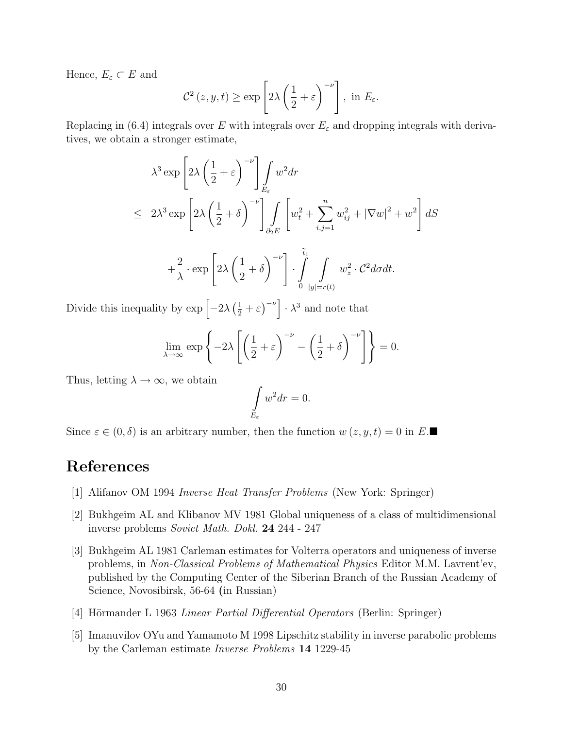Hence, $E_\varepsilon \subset E$ and

$$\mathcal{C}^2(z,y,t) \geq \exp\left[2\lambda\left(\frac{1}{2}+\varepsilon\right)^{-\nu}\right], \text{ in } E_\varepsilon.$$

Replacing in (6.4) integrals over $E$ with integrals over $E_\varepsilon$ and dropping integrals with derivatives, we obtain a stronger estimate,

$$\begin{aligned}
&\lambda^3 \exp\left[2\lambda\left(\frac{1}{2}+\varepsilon\right)^{-\nu}\right]\int\limits_{E_\varepsilon} w^2 dr \\
\leq\ & 2\lambda^3 \exp\left[2\lambda\left(\frac{1}{2}+\delta\right)^{-\nu}\right]\int\limits_{\partial_2 E}\left[w_t^2+\sum_{i,j=1}^n w_{ij}^2+|\nabla w|^2+w^2\right]dS \\
&+\frac{2}{\lambda}\cdot\exp\left[2\lambda\left(\frac{1}{2}+\delta\right)^{-\nu}\right]\cdot\int\limits_0^{\widetilde{t}_1}\int\limits_{|y|=r(t)} w_z^2\cdot\mathcal{C}^2 d\sigma dt.
\end{aligned}$$

Divide this inequality by $\exp\left[-2\lambda\left(\frac{1}{2}+\varepsilon\right)^{-\nu}\right]\cdot\lambda^3$ and note that

$$\lim_{\lambda\to\infty}\exp\left\{-2\lambda\left[\left(\frac{1}{2}+\varepsilon\right)^{-\nu}-\left(\frac{1}{2}+\delta\right)^{-\nu}\right]\right\}=0.$$

Thus, letting $\lambda\to\infty$, we obtain

$$\int\limits_{E_\varepsilon} w^2 dr = 0.$$

Since $\varepsilon \in (0,\delta)$ is an arbitrary number, then the function $w(z,y,t)=0$ in $E$.$\blacksquare$

# References

[1] Alifanov OM 1994 *Inverse Heat Transfer Problems* (New York: Springer)

[2] Bukhgeim AL and Klibanov MV 1981 Global uniqueness of a class of multidimensional inverse problems *Soviet Math. Dokl.* **24** 244 - 247

[3] Bukhgeim AL 1981 Carleman estimates for Volterra operators and uniqueness of inverse problems, in *Non-Classical Problems of Mathematical Physics* Editor M.M. Lavrent'ev, published by the Computing Center of the Siberian Branch of the Russian Academy of Science, Novosibirsk, 56-64 (in Russian)

[4] Hörmander L 1963 *Linear Partial Differential Operators* (Berlin: Springer)

[5] Imanuvilov OYu and Yamamoto M 1998 Lipschitz stability in inverse parabolic problems by the Carleman estimate *Inverse Problems* **14** 1229-45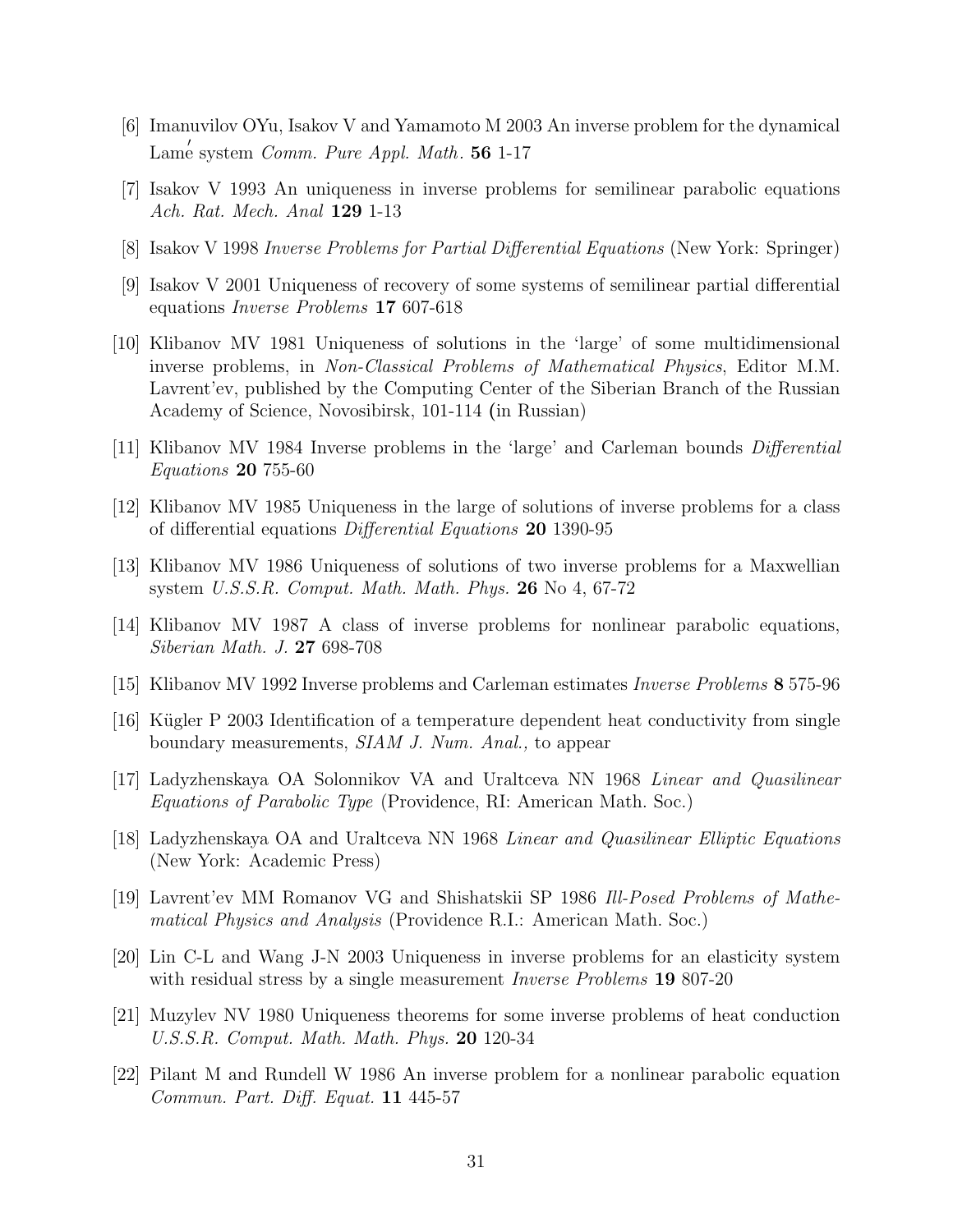[6] Imanuvilov OYu, Isakov V and Yamamoto M 2003 An inverse problem for the dynamical Lamé system *Comm. Pure Appl. Math.* **56** 1-17

[7] Isakov V 1993 An uniqueness in inverse problems for semilinear parabolic equations *Ach. Rat. Mech. Anal* **129** 1-13

[8] Isakov V 1998 *Inverse Problems for Partial Differential Equations* (New York: Springer)

[9] Isakov V 2001 Uniqueness of recovery of some systems of semilinear partial differential equations *Inverse Problems* **17** 607-618

[10] Klibanov MV 1981 Uniqueness of solutions in the 'large' of some multidimensional inverse problems, in *Non-Classical Problems of Mathematical Physics*, Editor M.M. Lavrent'ev, published by the Computing Center of the Siberian Branch of the Russian Academy of Science, Novosibirsk, 101-114 (in Russian)

[11] Klibanov MV 1984 Inverse problems in the 'large' and Carleman bounds *Differential Equations* **20** 755-60

[12] Klibanov MV 1985 Uniqueness in the large of solutions of inverse problems for a class of differential equations *Differential Equations* **20** 1390-95

[13] Klibanov MV 1986 Uniqueness of solutions of two inverse problems for a Maxwellian system *U.S.S.R. Comput. Math. Math. Phys.* **26** No 4, 67-72

[14] Klibanov MV 1987 A class of inverse problems for nonlinear parabolic equations, *Siberian Math. J.* **27** 698-708

[15] Klibanov MV 1992 Inverse problems and Carleman estimates *Inverse Problems* **8** 575-96

[16] Kügler P 2003 Identification of a temperature dependent heat conductivity from single boundary measurements, *SIAM J. Num. Anal.,* to appear

[17] Ladyzhenskaya OA Solonnikov VA and Uraltceva NN 1968 *Linear and Quasilinear Equations of Parabolic Type* (Providence, RI: American Math. Soc.)

[18] Ladyzhenskaya OA and Uraltceva NN 1968 *Linear and Quasilinear Elliptic Equations* (New York: Academic Press)

[19] Lavrent'ev MM Romanov VG and Shishatskii SP 1986 *Ill-Posed Problems of Mathematical Physics and Analysis* (Providence R.I.: American Math. Soc.)

[20] Lin C-L and Wang J-N 2003 Uniqueness in inverse problems for an elasticity system with residual stress by a single measurement *Inverse Problems* **19** 807-20

[21] Muzylev NV 1980 Uniqueness theorems for some inverse problems of heat conduction *U.S.S.R. Comput. Math. Math. Phys.* **20** 120-34

[22] Pilant M and Rundell W 1986 An inverse problem for a nonlinear parabolic equation *Commun. Part. Diff. Equat.* **11** 445-57